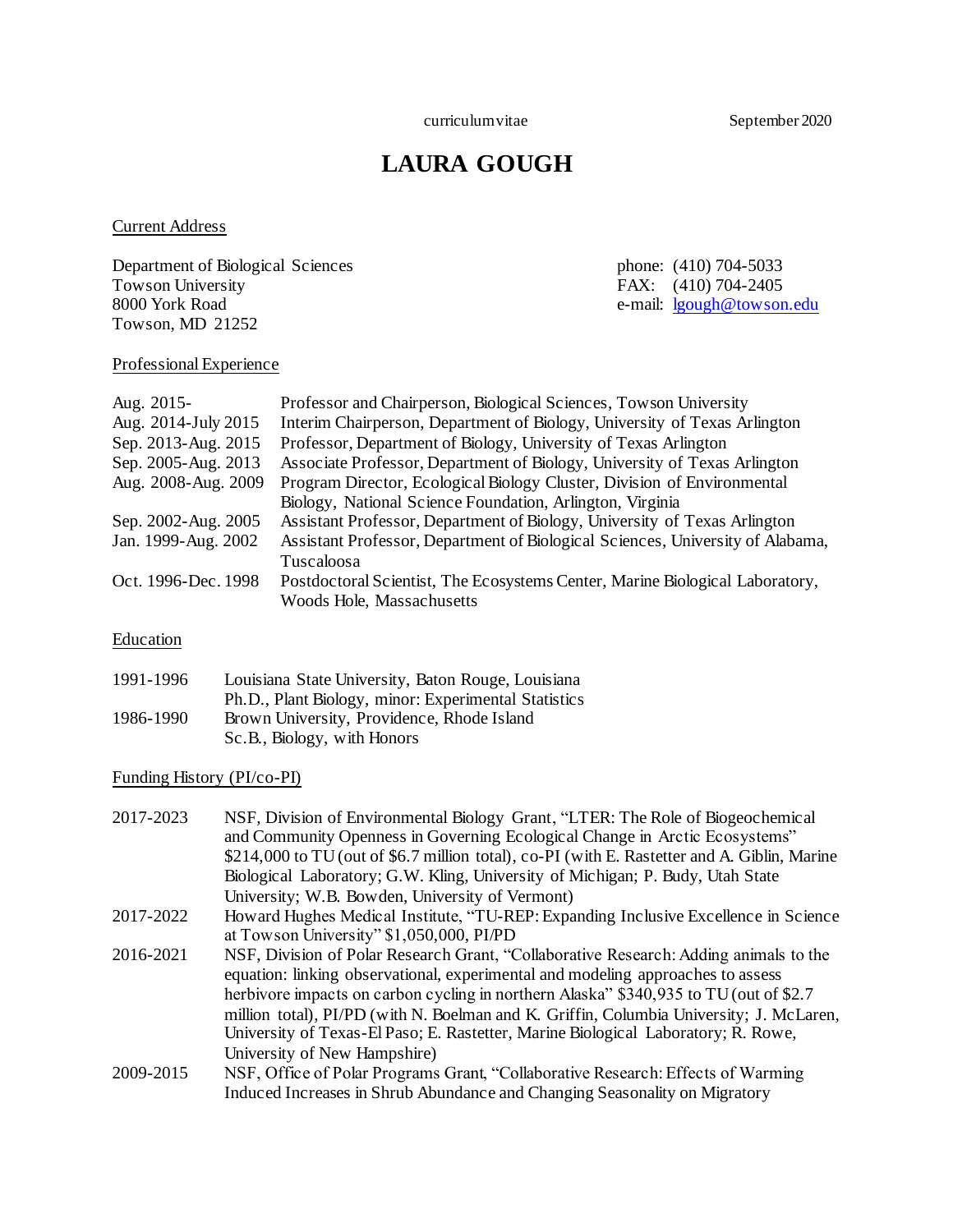curriculum vitae September 2020

# LAURA GOUGH

## Current Address

Department of Biological Sciences
Towson University
8000 York Road
Towson, MD 21252

phone: (410) 704-5033
FAX: (410) 704-2405
e-mail: lgough@towson.edu

## Professional Experience

| | |
|---|---|
| Aug. 2015- | Professor and Chairperson, Biological Sciences, Towson University |
| Aug. 2014-July 2015 | Interim Chairperson, Department of Biology, University of Texas Arlington |
| Sep. 2013-Aug. 2015 | Professor, Department of Biology, University of Texas Arlington |
| Sep. 2005-Aug. 2013 | Associate Professor, Department of Biology, University of Texas Arlington |
| Aug. 2008-Aug. 2009 | Program Director, Ecological Biology Cluster, Division of Environmental Biology, National Science Foundation, Arlington, Virginia |
| Sep. 2002-Aug. 2005 | Assistant Professor, Department of Biology, University of Texas Arlington |
| Jan. 1999-Aug. 2002 | Assistant Professor, Department of Biological Sciences, University of Alabama, Tuscaloosa |
| Oct. 1996-Dec. 1998 | Postdoctoral Scientist, The Ecosystems Center, Marine Biological Laboratory, Woods Hole, Massachusetts |

## Education

| | |
|---|---|
| 1991-1996 | Louisiana State University, Baton Rouge, Louisiana<br>Ph.D., Plant Biology, minor: Experimental Statistics |
| 1986-1990 | Brown University, Providence, Rhode Island<br>Sc.B., Biology, with Honors |

## Funding History (PI/co-PI)

| | |
|---|---|
| 2017-2023 | NSF, Division of Environmental Biology Grant, "LTER: The Role of Biogeochemical and Community Openness in Governing Ecological Change in Arctic Ecosystems" $214,000 to TU (out of $6.7 million total), co-PI (with E. Rastetter and A. Giblin, Marine Biological Laboratory; G.W. Kling, University of Michigan; P. Budy, Utah State University; W.B. Bowden, University of Vermont) |
| 2017-2022 | Howard Hughes Medical Institute, "TU-REP: Expanding Inclusive Excellence in Science at Towson University" $1,050,000, PI/PD |
| 2016-2021 | NSF, Division of Polar Research Grant, "Collaborative Research: Adding animals to the equation: linking observational, experimental and modeling approaches to assess herbivore impacts on carbon cycling in northern Alaska" $340,935 to TU (out of $2.7 million total), PI/PD (with N. Boelman and K. Griffin, Columbia University; J. McLaren, University of Texas-El Paso; E. Rastetter, Marine Biological Laboratory; R. Rowe, University of New Hampshire) |
| 2009-2015 | NSF, Office of Polar Programs Grant, "Collaborative Research: Effects of Warming Induced Increases in Shrub Abundance and Changing Seasonality on Migratory |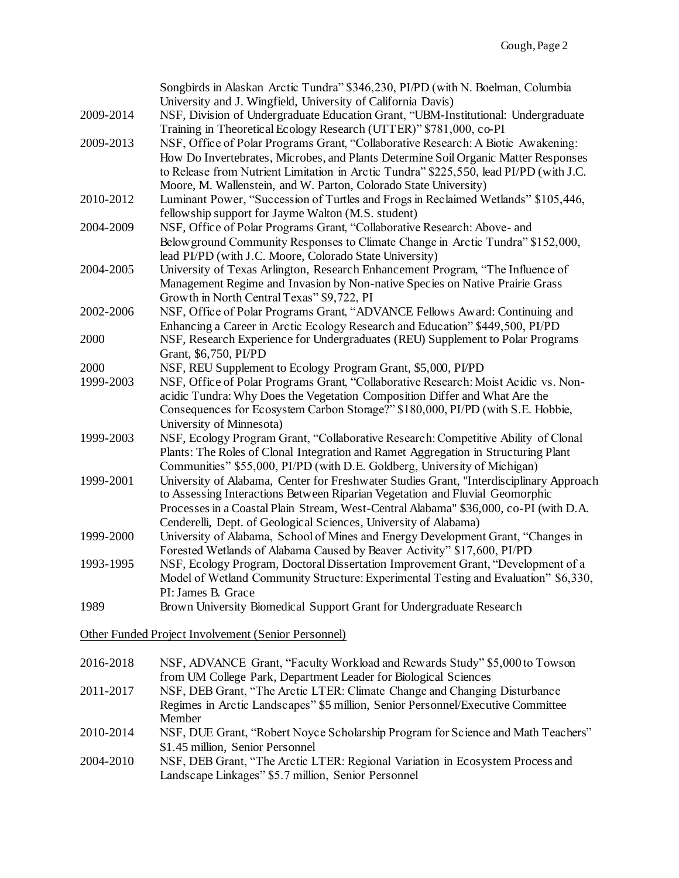Songbirds in Alaskan Arctic Tundra" $346,230, PI/PD (with N. Boelman, Columbia University and J. Wingfield, University of California Davis)

2009-2014 NSF, Division of Undergraduate Education Grant, "UBM-Institutional: Undergraduate Training in Theoretical Ecology Research (UTTER)" $781,000, co-PI

2009-2013 NSF, Office of Polar Programs Grant, "Collaborative Research: A Biotic Awakening: How Do Invertebrates, Microbes, and Plants Determine Soil Organic Matter Responses to Release from Nutrient Limitation in Arctic Tundra" $225,550, lead PI/PD (with J.C. Moore, M. Wallenstein, and W. Parton, Colorado State University)

2010-2012 Luminant Power, "Succession of Turtles and Frogs in Reclaimed Wetlands" $105,446, fellowship support for Jayme Walton (M.S. student)

2004-2009 NSF, Office of Polar Programs Grant, "Collaborative Research: Above- and Belowground Community Responses to Climate Change in Arctic Tundra" $152,000, lead PI/PD (with J.C. Moore, Colorado State University)

2004-2005 University of Texas Arlington, Research Enhancement Program, "The Influence of Management Regime and Invasion by Non-native Species on Native Prairie Grass Growth in North Central Texas" $9,722, PI

2002-2006 NSF, Office of Polar Programs Grant, "ADVANCE Fellows Award: Continuing and Enhancing a Career in Arctic Ecology Research and Education" $449,500, PI/PD

2000 NSF, Research Experience for Undergraduates (REU) Supplement to Polar Programs Grant, $6,750, PI/PD

2000 NSF, REU Supplement to Ecology Program Grant, $5,000, PI/PD

1999-2003 NSF, Office of Polar Programs Grant, "Collaborative Research: Moist Acidic vs. Non-acidic Tundra: Why Does the Vegetation Composition Differ and What Are the Consequences for Ecosystem Carbon Storage?" $180,000, PI/PD (with S.E. Hobbie, University of Minnesota)

1999-2003 NSF, Ecology Program Grant, "Collaborative Research: Competitive Ability of Clonal Plants: The Roles of Clonal Integration and Ramet Aggregation in Structuring Plant Communities" $55,000, PI/PD (with D.E. Goldberg, University of Michigan)

1999-2001 University of Alabama, Center for Freshwater Studies Grant, "Interdisciplinary Approach to Assessing Interactions Between Riparian Vegetation and Fluvial Geomorphic Processes in a Coastal Plain Stream, West-Central Alabama" $36,000, co-PI (with D.A. Cenderelli, Dept. of Geological Sciences, University of Alabama)

1999-2000 University of Alabama, School of Mines and Energy Development Grant, "Changes in Forested Wetlands of Alabama Caused by Beaver Activity" $17,600, PI/PD

1993-1995 NSF, Ecology Program, Doctoral Dissertation Improvement Grant, "Development of a Model of Wetland Community Structure: Experimental Testing and Evaluation" $6,330, PI: James B. Grace

1989 Brown University Biomedical Support Grant for Undergraduate Research

Other Funded Project Involvement (Senior Personnel)

2016-2018 NSF, ADVANCE Grant, "Faculty Workload and Rewards Study" $5,000 to Towson from UM College Park, Department Leader for Biological Sciences

2011-2017 NSF, DEB Grant, "The Arctic LTER: Climate Change and Changing Disturbance Regimes in Arctic Landscapes" $5 million, Senior Personnel/Executive Committee Member

2010-2014 NSF, DUE Grant, "Robert Noyce Scholarship Program for Science and Math Teachers" $1.45 million, Senior Personnel

2004-2010 NSF, DEB Grant, "The Arctic LTER: Regional Variation in Ecosystem Process and Landscape Linkages" $5.7 million, Senior Personnel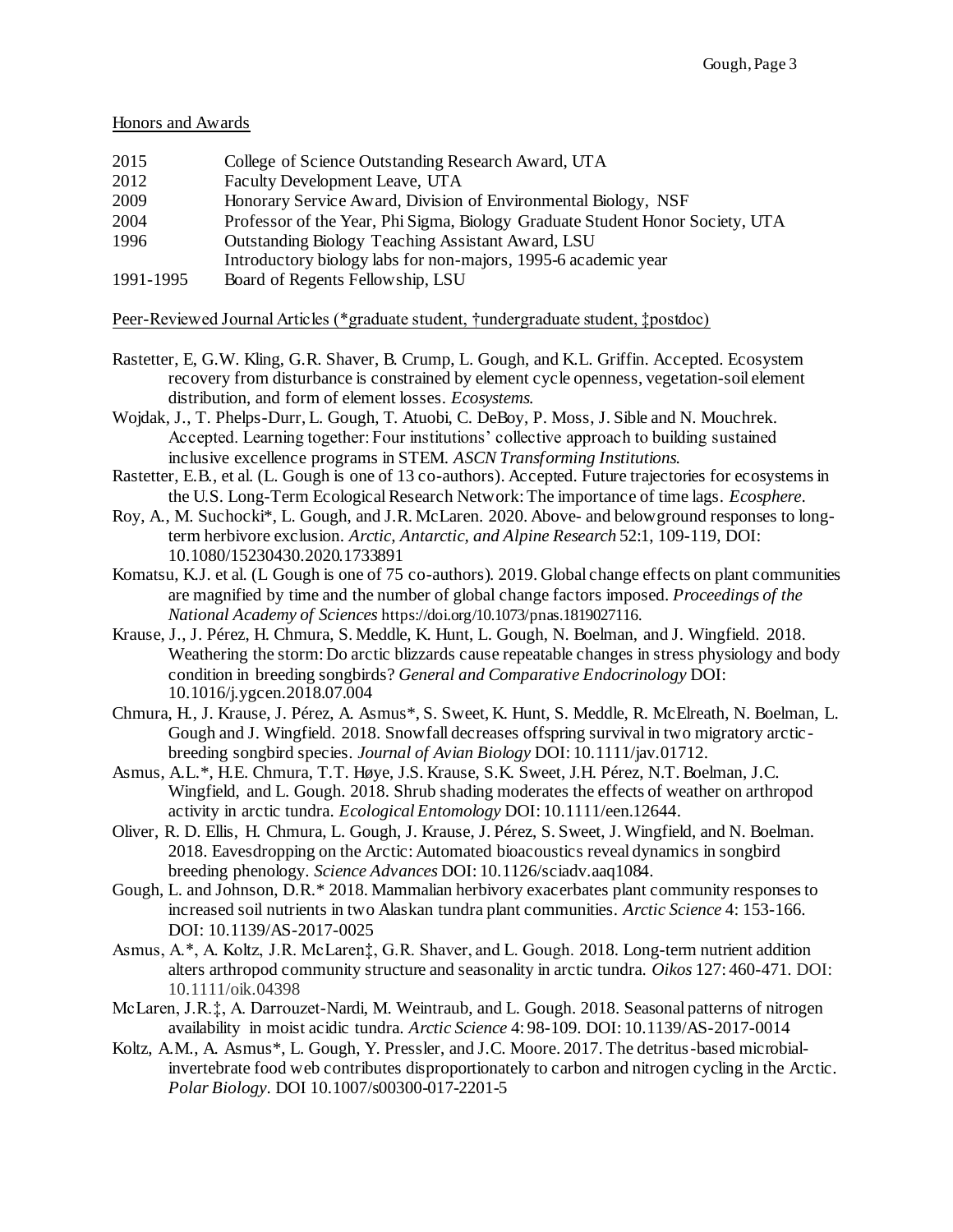## Honors and Awards

| | |
|---|---|
| 2015 | College of Science Outstanding Research Award, UTA |
| 2012 | Faculty Development Leave, UTA |
| 2009 | Honorary Service Award, Division of Environmental Biology, NSF |
| 2004 | Professor of the Year, Phi Sigma, Biology Graduate Student Honor Society, UTA |
| 1996 | Outstanding Biology Teaching Assistant Award, LSU<br>Introductory biology labs for non-majors, 1995-6 academic year |
| 1991-1995 | Board of Regents Fellowship, LSU |

## Peer-Reviewed Journal Articles (*graduate student, †undergraduate student, ‡postdoc)

Rastetter, E, G.W. Kling, G.R. Shaver, B. Crump, L. Gough, and K.L. Griffin. Accepted. Ecosystem recovery from disturbance is constrained by element cycle openness, vegetation-soil element distribution, and form of element losses. *Ecosystems*.

Wojdak, J., T. Phelps-Durr, L. Gough, T. Atuobi, C. DeBoy, P. Moss, J. Sible and N. Mouchrek. Accepted. Learning together: Four institutions' collective approach to building sustained inclusive excellence programs in STEM. *ASCN Transforming Institutions*.

Rastetter, E.B., et al. (L. Gough is one of 13 co-authors). Accepted. Future trajectories for ecosystems in the U.S. Long-Term Ecological Research Network: The importance of time lags. *Ecosphere*.

Roy, A., M. Suchocki*, L. Gough, and J.R. McLaren. 2020. Above- and belowground responses to long-term herbivore exclusion. *Arctic, Antarctic, and Alpine Research* 52:1, 109-119, DOI: 10.1080/15230430.2020.1733891

Komatsu, K.J. et al. (L Gough is one of 75 co-authors). 2019. Global change effects on plant communities are magnified by time and the number of global change factors imposed. *Proceedings of the National Academy of Sciences* https://doi.org/10.1073/pnas.1819027116.

Krause, J., J. Pérez, H. Chmura, S. Meddle, K. Hunt, L. Gough, N. Boelman, and J. Wingfield. 2018. Weathering the storm: Do arctic blizzards cause repeatable changes in stress physiology and body condition in breeding songbirds? *General and Comparative Endocrinology* DOI: 10.1016/j.ygcen.2018.07.004

Chmura, H., J. Krause, J. Pérez, A. Asmus*, S. Sweet, K. Hunt, S. Meddle, R. McElreath, N. Boelman, L. Gough and J. Wingfield. 2018. Snowfall decreases offspring survival in two migratory arctic-breeding songbird species. *Journal of Avian Biology* DOI: 10.1111/jav.01712.

Asmus, A.L.*, H.E. Chmura, T.T. Høye, J.S. Krause, S.K. Sweet, J.H. Pérez, N.T. Boelman, J.C. Wingfield, and L. Gough. 2018. Shrub shading moderates the effects of weather on arthropod activity in arctic tundra. *Ecological Entomology* DOI: 10.1111/een.12644.

Oliver, R. D. Ellis, H. Chmura, L. Gough, J. Krause, J. Pérez, S. Sweet, J. Wingfield, and N. Boelman. 2018. Eavesdropping on the Arctic: Automated bioacoustics reveal dynamics in songbird breeding phenology. *Science Advances* DOI: 10.1126/sciadv.aaq1084.

Gough, L. and Johnson, D.R.* 2018. Mammalian herbivory exacerbates plant community responses to increased soil nutrients in two Alaskan tundra plant communities. *Arctic Science* 4: 153-166. DOI: 10.1139/AS-2017-0025

Asmus, A.*, A. Koltz, J.R. McLaren‡, G.R. Shaver, and L. Gough. 2018. Long-term nutrient addition alters arthropod community structure and seasonality in arctic tundra. *Oikos* 127: 460-471. DOI: 10.1111/oik.04398

McLaren, J.R.‡, A. Darrouzet-Nardi, M. Weintraub, and L. Gough. 2018. Seasonal patterns of nitrogen availability in moist acidic tundra. *Arctic Science* 4: 98-109. DOI: 10.1139/AS-2017-0014

Koltz, A.M., A. Asmus*, L. Gough, Y. Pressler, and J.C. Moore. 2017. The detritus-based microbial-invertebrate food web contributes disproportionately to carbon and nitrogen cycling in the Arctic. *Polar Biology*. DOI 10.1007/s00300-017-2201-5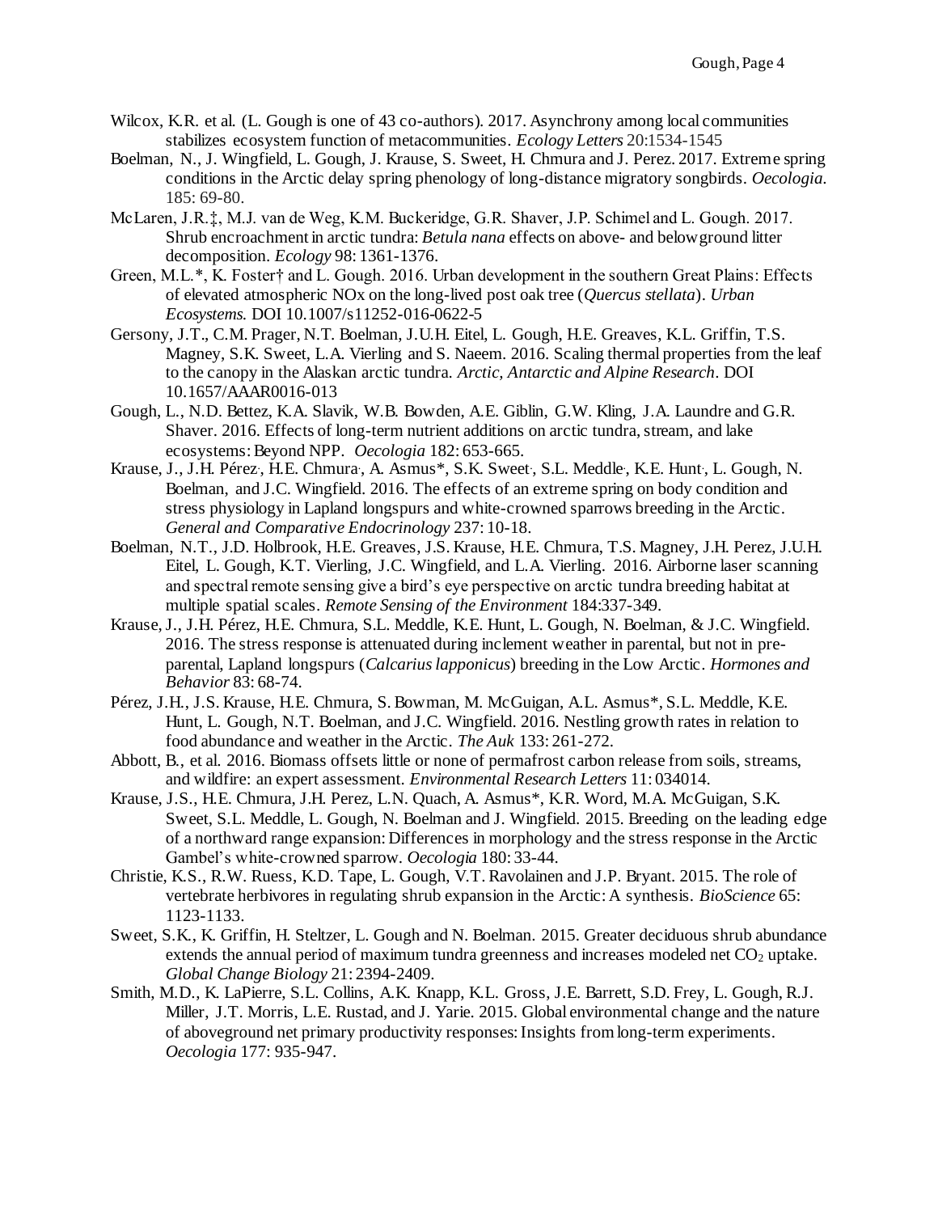Wilcox, K.R. et al. (L. Gough is one of 43 co-authors). 2017. Asynchrony among local communities stabilizes ecosystem function of metacommunities. *Ecology Letters* 20:1534-1545

Boelman, N., J. Wingfield, L. Gough, J. Krause, S. Sweet, H. Chmura and J. Perez. 2017. Extreme spring conditions in the Arctic delay spring phenology of long-distance migratory songbirds. *Oecologia.* 185: 69-80.

McLaren, J.R.‡, M.J. van de Weg, K.M. Buckeridge, G.R. Shaver, J.P. Schimel and L. Gough. 2017. Shrub encroachment in arctic tundra: *Betula nana* effects on above- and belowground litter decomposition. *Ecology* 98: 1361-1376.

Green, M.L.*, K. Foster† and L. Gough. 2016. Urban development in the southern Great Plains: Effects of elevated atmospheric NOx on the long-lived post oak tree (*Quercus stellata*). *Urban Ecosystems.* DOI 10.1007/s11252-016-0622-5

Gersony, J.T., C.M. Prager, N.T. Boelman, J.U.H. Eitel, L. Gough, H.E. Greaves, K.L. Griffin, T.S. Magney, S.K. Sweet, L.A. Vierling and S. Naeem. 2016. Scaling thermal properties from the leaf to the canopy in the Alaskan arctic tundra. *Arctic, Antarctic and Alpine Research*. DOI 10.1657/AAAR0016-013

Gough, L., N.D. Bettez, K.A. Slavik, W.B. Bowden, A.E. Giblin, G.W. Kling, J.A. Laundre and G.R. Shaver. 2016. Effects of long-term nutrient additions on arctic tundra, stream, and lake ecosystems: Beyond NPP. *Oecologia* 182: 653-665.

Krause, J., J.H. Pérez, H.E. Chmura, A. Asmus*, S.K. Sweet, S.L. Meddle, K.E. Hunt, L. Gough, N. Boelman, and J.C. Wingfield. 2016. The effects of an extreme spring on body condition and stress physiology in Lapland longspurs and white-crowned sparrows breeding in the Arctic. *General and Comparative Endocrinology* 237: 10-18.

Boelman, N.T., J.D. Holbrook, H.E. Greaves, J.S. Krause, H.E. Chmura, T.S. Magney, J.H. Perez, J.U.H. Eitel, L. Gough, K.T. Vierling, J.C. Wingfield, and L.A. Vierling. 2016. Airborne laser scanning and spectral remote sensing give a bird's eye perspective on arctic tundra breeding habitat at multiple spatial scales. *Remote Sensing of the Environment* 184:337-349.

Krause, J., J.H. Pérez, H.E. Chmura, S.L. Meddle, K.E. Hunt, L. Gough, N. Boelman, & J.C. Wingfield. 2016. The stress response is attenuated during inclement weather in parental, but not in pre-parental, Lapland longspurs (*Calcarius lapponicus*) breeding in the Low Arctic. *Hormones and Behavior* 83: 68-74.

Pérez, J.H., J.S. Krause, H.E. Chmura, S. Bowman, M. McGuigan, A.L. Asmus*, S.L. Meddle, K.E. Hunt, L. Gough, N.T. Boelman, and J.C. Wingfield. 2016. Nestling growth rates in relation to food abundance and weather in the Arctic. *The Auk* 133: 261-272.

Abbott, B., et al. 2016. Biomass offsets little or none of permafrost carbon release from soils, streams, and wildfire: an expert assessment. *Environmental Research Letters* 11: 034014.

Krause, J.S., H.E. Chmura, J.H. Perez, L.N. Quach, A. Asmus*, K.R. Word, M.A. McGuigan, S.K. Sweet, S.L. Meddle, L. Gough, N. Boelman and J. Wingfield. 2015. Breeding on the leading edge of a northward range expansion: Differences in morphology and the stress response in the Arctic Gambel's white-crowned sparrow. *Oecologia* 180: 33-44.

Christie, K.S., R.W. Ruess, K.D. Tape, L. Gough, V.T. Ravolainen and J.P. Bryant. 2015. The role of vertebrate herbivores in regulating shrub expansion in the Arctic: A synthesis. *BioScience* 65: 1123-1133.

Sweet, S.K., K. Griffin, H. Steltzer, L. Gough and N. Boelman. 2015. Greater deciduous shrub abundance extends the annual period of maximum tundra greenness and increases modeled net $CO_2$ uptake. *Global Change Biology* 21: 2394-2409.

Smith, M.D., K. LaPierre, S.L. Collins, A.K. Knapp, K.L. Gross, J.E. Barrett, S.D. Frey, L. Gough, R.J. Miller, J.T. Morris, L.E. Rustad, and J. Yarie. 2015. Global environmental change and the nature of aboveground net primary productivity responses: Insights from long-term experiments. *Oecologia* 177: 935-947.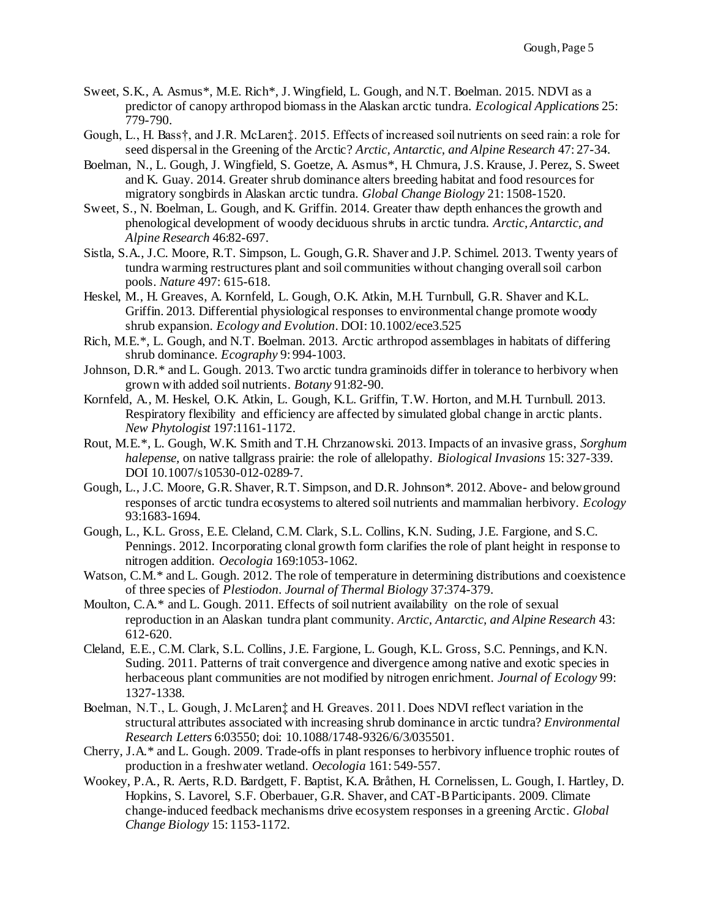Sweet, S.K., A. Asmus*, M.E. Rich*, J. Wingfield, L. Gough, and N.T. Boelman. 2015. NDVI as a predictor of canopy arthropod biomass in the Alaskan arctic tundra. *Ecological Applications* 25: 779-790.

Gough, L., H. Bass†, and J.R. McLaren‡. 2015. Effects of increased soil nutrients on seed rain: a role for seed dispersal in the Greening of the Arctic? *Arctic, Antarctic, and Alpine Research* 47: 27-34.

Boelman, N., L. Gough, J. Wingfield, S. Goetze, A. Asmus*, H. Chmura, J.S. Krause, J. Perez, S. Sweet and K. Guay. 2014. Greater shrub dominance alters breeding habitat and food resources for migratory songbirds in Alaskan arctic tundra. *Global Change Biology* 21: 1508-1520.

Sweet, S., N. Boelman, L. Gough, and K. Griffin. 2014. Greater thaw depth enhances the growth and phenological development of woody deciduous shrubs in arctic tundra. *Arctic, Antarctic, and Alpine Research* 46:82-697.

Sistla, S.A., J.C. Moore, R.T. Simpson, L. Gough, G.R. Shaver and J.P. Schimel. 2013. Twenty years of tundra warming restructures plant and soil communities without changing overall soil carbon pools. *Nature* 497: 615-618.

Heskel, M., H. Greaves, A. Kornfeld, L. Gough, O.K. Atkin, M.H. Turnbull, G.R. Shaver and K.L. Griffin. 2013. Differential physiological responses to environmental change promote woody shrub expansion. *Ecology and Evolution*. DOI: 10.1002/ece3.525

Rich, M.E.*, L. Gough, and N.T. Boelman. 2013. Arctic arthropod assemblages in habitats of differing shrub dominance. *Ecography* 9: 994-1003.

Johnson, D.R.* and L. Gough. 2013. Two arctic tundra graminoids differ in tolerance to herbivory when grown with added soil nutrients. *Botany* 91:82-90.

Kornfeld, A., M. Heskel, O.K. Atkin, L. Gough, K.L. Griffin, T.W. Horton, and M.H. Turnbull. 2013. Respiratory flexibility and efficiency are affected by simulated global change in arctic plants. *New Phytologist* 197:1161-1172.

Rout, M.E.*, L. Gough, W.K. Smith and T.H. Chrzanowski. 2013. Impacts of an invasive grass, *Sorghum halepense,* on native tallgrass prairie: the role of allelopathy. *Biological Invasions* 15: 327-339. DOI 10.1007/s10530-012-0289-7.

Gough, L., J.C. Moore, G.R. Shaver, R.T. Simpson, and D.R. Johnson*. 2012. Above- and belowground responses of arctic tundra ecosystems to altered soil nutrients and mammalian herbivory. *Ecology* 93:1683-1694.

Gough, L., K.L. Gross, E.E. Cleland, C.M. Clark, S.L. Collins, K.N. Suding, J.E. Fargione, and S.C. Pennings. 2012. Incorporating clonal growth form clarifies the role of plant height in response to nitrogen addition. *Oecologia* 169:1053-1062.

Watson, C.M.* and L. Gough. 2012. The role of temperature in determining distributions and coexistence of three species of *Plestiodon*. *Journal of Thermal Biology* 37:374-379.

Moulton, C.A.* and L. Gough. 2011. Effects of soil nutrient availability on the role of sexual reproduction in an Alaskan tundra plant community. *Arctic, Antarctic, and Alpine Research* 43: 612-620.

Cleland, E.E., C.M. Clark, S.L. Collins, J.E. Fargione, L. Gough, K.L. Gross, S.C. Pennings, and K.N. Suding. 2011. Patterns of trait convergence and divergence among native and exotic species in herbaceous plant communities are not modified by nitrogen enrichment. *Journal of Ecology* 99: 1327-1338.

Boelman, N.T., L. Gough, J. McLaren‡ and H. Greaves. 2011. Does NDVI reflect variation in the structural attributes associated with increasing shrub dominance in arctic tundra? *Environmental Research Letters* 6:03550; doi: 10.1088/1748-9326/6/3/035501.

Cherry, J.A.* and L. Gough. 2009. Trade-offs in plant responses to herbivory influence trophic routes of production in a freshwater wetland. *Oecologia* 161: 549-557.

Wookey, P.A., R. Aerts, R.D. Bardgett, F. Baptist, K.A. Bråthen, H. Cornelissen, L. Gough, I. Hartley, D. Hopkins, S. Lavorel, S.F. Oberbauer, G.R. Shaver, and CAT-B Participants. 2009. Climate change-induced feedback mechanisms drive ecosystem responses in a greening Arctic. *Global Change Biology* 15: 1153-1172.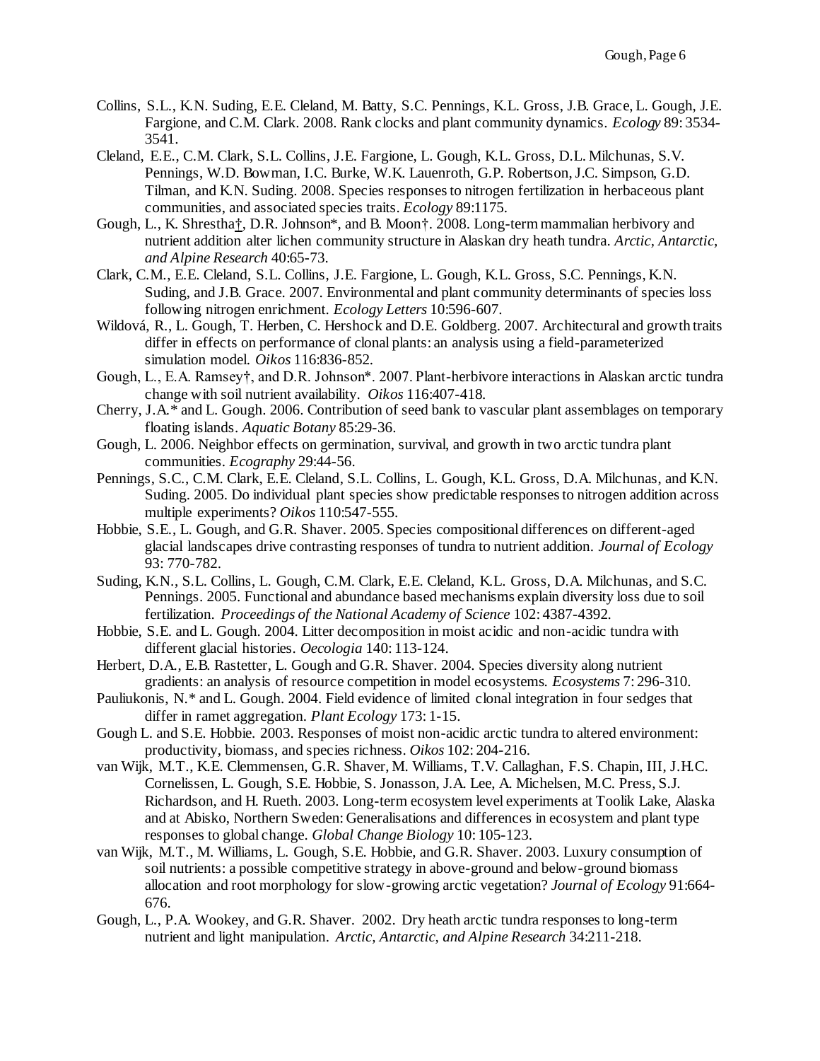Collins, S.L., K.N. Suding, E.E. Cleland, M. Batty, S.C. Pennings, K.L. Gross, J.B. Grace, L. Gough, J.E. Fargione, and C.M. Clark. 2008. Rank clocks and plant community dynamics. *Ecology* 89: 3534-3541.

Cleland, E.E., C.M. Clark, S.L. Collins, J.E. Fargione, L. Gough, K.L. Gross, D.L. Milchunas, S.V. Pennings, W.D. Bowman, I.C. Burke, W.K. Lauenroth, G.P. Robertson, J.C. Simpson, G.D. Tilman, and K.N. Suding. 2008. Species responses to nitrogen fertilization in herbaceous plant communities, and associated species traits. *Ecology* 89:1175.

Gough, L., K. Shrestha†, D.R. Johnson*, and B. Moon†. 2008. Long-term mammalian herbivory and nutrient addition alter lichen community structure in Alaskan dry heath tundra. *Arctic, Antarctic, and Alpine Research* 40:65-73.

Clark, C.M., E.E. Cleland, S.L. Collins, J.E. Fargione, L. Gough, K.L. Gross, S.C. Pennings, K.N. Suding, and J.B. Grace. 2007. Environmental and plant community determinants of species loss following nitrogen enrichment. *Ecology Letters* 10:596-607.

Wildová, R., L. Gough, T. Herben, C. Hershock and D.E. Goldberg. 2007. Architectural and growth traits differ in effects on performance of clonal plants: an analysis using a field-parameterized simulation model. *Oikos* 116:836-852.

Gough, L., E.A. Ramsey†, and D.R. Johnson*. 2007. Plant-herbivore interactions in Alaskan arctic tundra change with soil nutrient availability. *Oikos* 116:407-418.

Cherry, J.A.* and L. Gough. 2006. Contribution of seed bank to vascular plant assemblages on temporary floating islands. *Aquatic Botany* 85:29-36.

Gough, L. 2006. Neighbor effects on germination, survival, and growth in two arctic tundra plant communities. *Ecography* 29:44-56.

Pennings, S.C., C.M. Clark, E.E. Cleland, S.L. Collins, L. Gough, K.L. Gross, D.A. Milchunas, and K.N. Suding. 2005. Do individual plant species show predictable responses to nitrogen addition across multiple experiments? *Oikos* 110:547-555.

Hobbie, S.E., L. Gough, and G.R. Shaver. 2005. Species compositional differences on different-aged glacial landscapes drive contrasting responses of tundra to nutrient addition. *Journal of Ecology* 93: 770-782.

Suding, K.N., S.L. Collins, L. Gough, C.M. Clark, E.E. Cleland, K.L. Gross, D.A. Milchunas, and S.C. Pennings. 2005. Functional and abundance based mechanisms explain diversity loss due to soil fertilization. *Proceedings of the National Academy of Science* 102: 4387-4392.

Hobbie, S.E. and L. Gough. 2004. Litter decomposition in moist acidic and non-acidic tundra with different glacial histories. *Oecologia* 140: 113-124.

Herbert, D.A., E.B. Rastetter, L. Gough and G.R. Shaver. 2004. Species diversity along nutrient gradients: an analysis of resource competition in model ecosystems. *Ecosystems* 7: 296-310.

Pauliukonis, N.* and L. Gough. 2004. Field evidence of limited clonal integration in four sedges that differ in ramet aggregation. *Plant Ecology* 173: 1-15.

Gough L. and S.E. Hobbie. 2003. Responses of moist non-acidic arctic tundra to altered environment: productivity, biomass, and species richness. *Oikos* 102: 204-216.

van Wijk, M.T., K.E. Clemmensen, G.R. Shaver, M. Williams, T.V. Callaghan, F.S. Chapin, III, J.H.C. Cornelissen, L. Gough, S.E. Hobbie, S. Jonasson, J.A. Lee, A. Michelsen, M.C. Press, S.J. Richardson, and H. Rueth. 2003. Long-term ecosystem level experiments at Toolik Lake, Alaska and at Abisko, Northern Sweden: Generalisations and differences in ecosystem and plant type responses to global change. *Global Change Biology* 10: 105-123.

van Wijk, M.T., M. Williams, L. Gough, S.E. Hobbie, and G.R. Shaver. 2003. Luxury consumption of soil nutrients: a possible competitive strategy in above-ground and below-ground biomass allocation and root morphology for slow-growing arctic vegetation? *Journal of Ecology* 91:664-676.

Gough, L., P.A. Wookey, and G.R. Shaver. 2002. Dry heath arctic tundra responses to long-term nutrient and light manipulation. *Arctic, Antarctic, and Alpine Research* 34:211-218.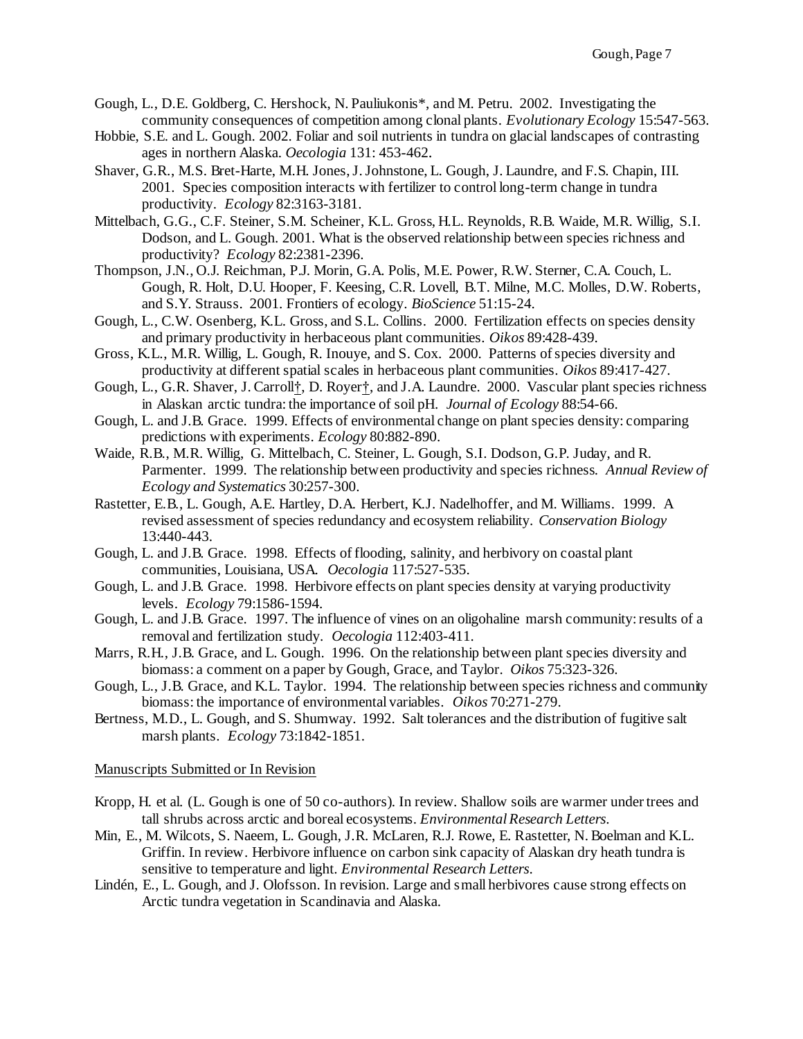Gough, L., D.E. Goldberg, C. Hershock, N. Pauliukonis*, and M. Petru. 2002. Investigating the community consequences of competition among clonal plants. *Evolutionary Ecology* 15:547-563.

Hobbie, S.E. and L. Gough. 2002. Foliar and soil nutrients in tundra on glacial landscapes of contrasting ages in northern Alaska. *Oecologia* 131: 453-462.

Shaver, G.R., M.S. Bret-Harte, M.H. Jones, J. Johnstone, L. Gough, J. Laundre, and F.S. Chapin, III. 2001. Species composition interacts with fertilizer to control long-term change in tundra productivity. *Ecology* 82:3163-3181.

Mittelbach, G.G., C.F. Steiner, S.M. Scheiner, K.L. Gross, H.L. Reynolds, R.B. Waide, M.R. Willig, S.I. Dodson, and L. Gough. 2001. What is the observed relationship between species richness and productivity? *Ecology* 82:2381-2396.

Thompson, J.N., O.J. Reichman, P.J. Morin, G.A. Polis, M.E. Power, R.W. Sterner, C.A. Couch, L. Gough, R. Holt, D.U. Hooper, F. Keesing, C.R. Lovell, B.T. Milne, M.C. Molles, D.W. Roberts, and S.Y. Strauss. 2001. Frontiers of ecology. *BioScience* 51:15-24.

Gough, L., C.W. Osenberg, K.L. Gross, and S.L. Collins. 2000. Fertilization effects on species density and primary productivity in herbaceous plant communities. *Oikos* 89:428-439.

Gross, K.L., M.R. Willig, L. Gough, R. Inouye, and S. Cox. 2000. Patterns of species diversity and productivity at different spatial scales in herbaceous plant communities. *Oikos* 89:417-427.

Gough, L., G.R. Shaver, J. Carroll†, D. Royer†, and J.A. Laundre. 2000. Vascular plant species richness in Alaskan arctic tundra: the importance of soil pH. *Journal of Ecology* 88:54-66.

Gough, L. and J.B. Grace. 1999. Effects of environmental change on plant species density: comparing predictions with experiments. *Ecology* 80:882-890.

Waide, R.B., M.R. Willig, G. Mittelbach, C. Steiner, L. Gough, S.I. Dodson, G.P. Juday, and R. Parmenter. 1999. The relationship between productivity and species richness. *Annual Review of Ecology and Systematics* 30:257-300.

Rastetter, E.B., L. Gough, A.E. Hartley, D.A. Herbert, K.J. Nadelhoffer, and M. Williams. 1999. A revised assessment of species redundancy and ecosystem reliability. *Conservation Biology* 13:440-443.

Gough, L. and J.B. Grace. 1998. Effects of flooding, salinity, and herbivory on coastal plant communities, Louisiana, USA. *Oecologia* 117:527-535.

Gough, L. and J.B. Grace. 1998. Herbivore effects on plant species density at varying productivity levels. *Ecology* 79:1586-1594.

Gough, L. and J.B. Grace. 1997. The influence of vines on an oligohaline marsh community: results of a removal and fertilization study. *Oecologia* 112:403-411.

Marrs, R.H., J.B. Grace, and L. Gough. 1996. On the relationship between plant species diversity and biomass: a comment on a paper by Gough, Grace, and Taylor. *Oikos* 75:323-326.

Gough, L., J.B. Grace, and K.L. Taylor. 1994. The relationship between species richness and community biomass: the importance of environmental variables. *Oikos* 70:271-279.

Bertness, M.D., L. Gough, and S. Shumway. 1992. Salt tolerances and the distribution of fugitive salt marsh plants. *Ecology* 73:1842-1851.

Manuscripts Submitted or In Revision

Kropp, H. et al. (L. Gough is one of 50 co-authors). In review. Shallow soils are warmer under trees and tall shrubs across arctic and boreal ecosystems. *Environmental Research Letters.*

Min, E., M. Wilcots, S. Naeem, L. Gough, J.R. McLaren, R.J. Rowe, E. Rastetter, N. Boelman and K.L. Griffin. In review. Herbivore influence on carbon sink capacity of Alaskan dry heath tundra is sensitive to temperature and light. *Environmental Research Letters.*

Lindén, E., L. Gough, and J. Olofsson. In revision. Large and small herbivores cause strong effects on Arctic tundra vegetation in Scandinavia and Alaska.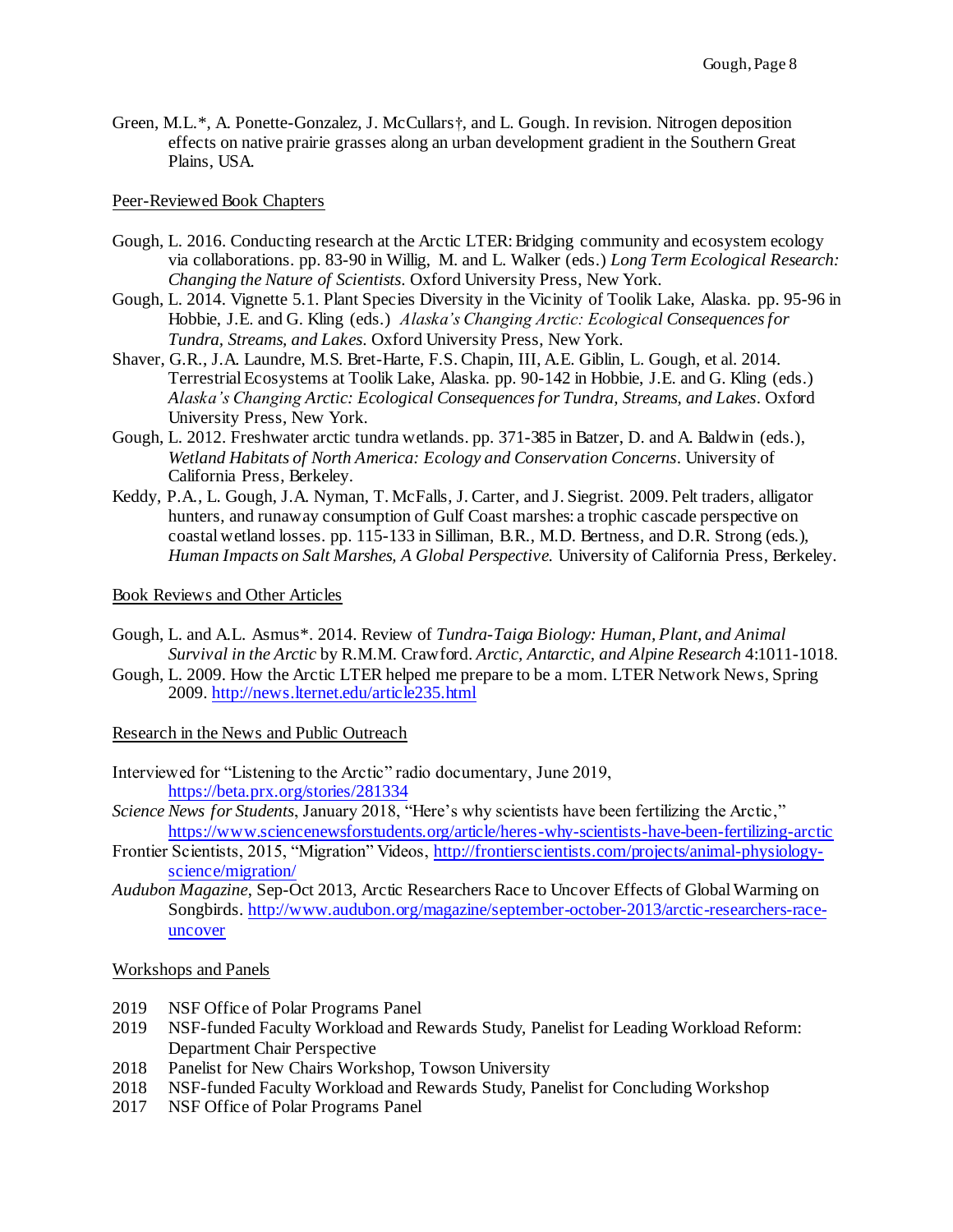Green, M.L.*, A. Ponette-Gonzalez, J. McCullars†, and L. Gough. In revision. Nitrogen deposition effects on native prairie grasses along an urban development gradient in the Southern Great Plains, USA.

## Peer-Reviewed Book Chapters

Gough, L. 2016. Conducting research at the Arctic LTER: Bridging community and ecosystem ecology via collaborations. pp. 83-90 in Willig, M. and L. Walker (eds.) *Long Term Ecological Research: Changing the Nature of Scientists*. Oxford University Press, New York.

Gough, L. 2014. Vignette 5.1. Plant Species Diversity in the Vicinity of Toolik Lake, Alaska. pp. 95-96 in Hobbie, J.E. and G. Kling (eds.) *Alaska's Changing Arctic: Ecological Consequences for Tundra, Streams, and Lakes*. Oxford University Press, New York.

Shaver, G.R., J.A. Laundre, M.S. Bret-Harte, F.S. Chapin, III, A.E. Giblin, L. Gough, et al. 2014. Terrestrial Ecosystems at Toolik Lake, Alaska. pp. 90-142 in Hobbie, J.E. and G. Kling (eds.) *Alaska's Changing Arctic: Ecological Consequences for Tundra, Streams, and Lakes*. Oxford University Press, New York.

Gough, L. 2012. Freshwater arctic tundra wetlands. pp. 371-385 in Batzer, D. and A. Baldwin (eds.), *Wetland Habitats of North America: Ecology and Conservation Concerns*. University of California Press, Berkeley.

Keddy, P.A., L. Gough, J.A. Nyman, T. McFalls, J. Carter, and J. Siegrist. 2009. Pelt traders, alligator hunters, and runaway consumption of Gulf Coast marshes: a trophic cascade perspective on coastal wetland losses. pp. 115-133 in Silliman, B.R., M.D. Bertness, and D.R. Strong (eds.), *Human Impacts on Salt Marshes, A Global Perspective*. University of California Press, Berkeley.

## Book Reviews and Other Articles

Gough, L. and A.L. Asmus*. 2014. Review of *Tundra-Taiga Biology: Human, Plant, and Animal Survival in the Arctic* by R.M.M. Crawford. *Arctic, Antarctic, and Alpine Research* 4:1011-1018.

Gough, L. 2009. How the Arctic LTER helped me prepare to be a mom. LTER Network News, Spring 2009. http://news.lternet.edu/article235.html

## Research in the News and Public Outreach

Interviewed for "Listening to the Arctic" radio documentary, June 2019, https://beta.prx.org/stories/281334

*Science News for Students*, January 2018, "Here's why scientists have been fertilizing the Arctic," https://www.sciencenewsforstudents.org/article/heres-why-scientists-have-been-fertilizing-arctic

Frontier Scientists, 2015, "Migration" Videos, http://frontierscientists.com/projects/animal-physiology-science/migration/

*Audubon Magazine*, Sep-Oct 2013, Arctic Researchers Race to Uncover Effects of Global Warming on Songbirds. http://www.audubon.org/magazine/september-october-2013/arctic-researchers-race-uncover

## Workshops and Panels

2019 NSF Office of Polar Programs Panel

2019 NSF-funded Faculty Workload and Rewards Study, Panelist for Leading Workload Reform: Department Chair Perspective

2018 Panelist for New Chairs Workshop, Towson University

2018 NSF-funded Faculty Workload and Rewards Study, Panelist for Concluding Workshop

2017 NSF Office of Polar Programs Panel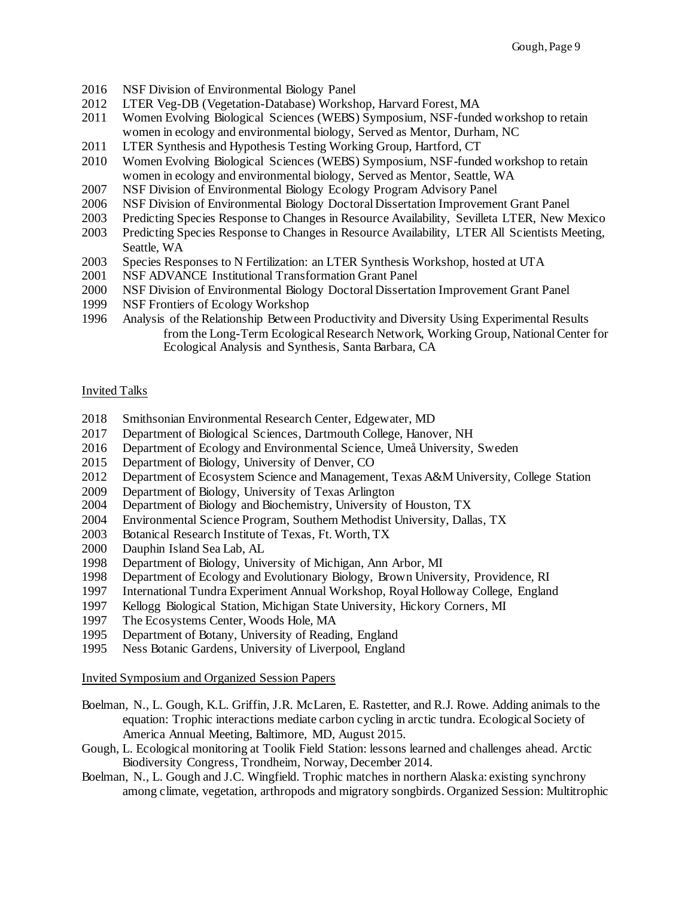2016 NSF Division of Environmental Biology Panel
2012 LTER Veg-DB (Vegetation-Database) Workshop, Harvard Forest, MA
2011 Women Evolving Biological Sciences (WEBS) Symposium, NSF-funded workshop to retain women in ecology and environmental biology, Served as Mentor, Durham, NC
2011 LTER Synthesis and Hypothesis Testing Working Group, Hartford, CT
2010 Women Evolving Biological Sciences (WEBS) Symposium, NSF-funded workshop to retain women in ecology and environmental biology, Served as Mentor, Seattle, WA
2007 NSF Division of Environmental Biology Ecology Program Advisory Panel
2006 NSF Division of Environmental Biology Doctoral Dissertation Improvement Grant Panel
2003 Predicting Species Response to Changes in Resource Availability, Sevilleta LTER, New Mexico
2003 Predicting Species Response to Changes in Resource Availability, LTER All Scientists Meeting, Seattle, WA
2003 Species Responses to N Fertilization: an LTER Synthesis Workshop, hosted at UTA
2001 NSF ADVANCE Institutional Transformation Grant Panel
2000 NSF Division of Environmental Biology Doctoral Dissertation Improvement Grant Panel
1999 NSF Frontiers of Ecology Workshop
1996 Analysis of the Relationship Between Productivity and Diversity Using Experimental Results from the Long-Term Ecological Research Network, Working Group, National Center for Ecological Analysis and Synthesis, Santa Barbara, CA

## Invited Talks

2018 Smithsonian Environmental Research Center, Edgewater, MD
2017 Department of Biological Sciences, Dartmouth College, Hanover, NH
2016 Department of Ecology and Environmental Science, Umeå University, Sweden
2015 Department of Biology, University of Denver, CO
2012 Department of Ecosystem Science and Management, Texas A&M University, College Station
2009 Department of Biology, University of Texas Arlington
2004 Department of Biology and Biochemistry, University of Houston, TX
2004 Environmental Science Program, Southern Methodist University, Dallas, TX
2003 Botanical Research Institute of Texas, Ft. Worth, TX
2000 Dauphin Island Sea Lab, AL
1998 Department of Biology, University of Michigan, Ann Arbor, MI
1998 Department of Ecology and Evolutionary Biology, Brown University, Providence, RI
1997 International Tundra Experiment Annual Workshop, Royal Holloway College, England
1997 Kellogg Biological Station, Michigan State University, Hickory Corners, MI
1997 The Ecosystems Center, Woods Hole, MA
1995 Department of Botany, University of Reading, England
1995 Ness Botanic Gardens, University of Liverpool, England

## Invited Symposium and Organized Session Papers

Boelman, N., L. Gough, K.L. Griffin, J.R. McLaren, E. Rastetter, and R.J. Rowe. Adding animals to the equation: Trophic interactions mediate carbon cycling in arctic tundra. Ecological Society of America Annual Meeting, Baltimore, MD, August 2015.

Gough, L. Ecological monitoring at Toolik Field Station: lessons learned and challenges ahead. Arctic Biodiversity Congress, Trondheim, Norway, December 2014.

Boelman, N., L. Gough and J.C. Wingfield. Trophic matches in northern Alaska: existing synchrony among climate, vegetation, arthropods and migratory songbirds. Organized Session: Multitrophic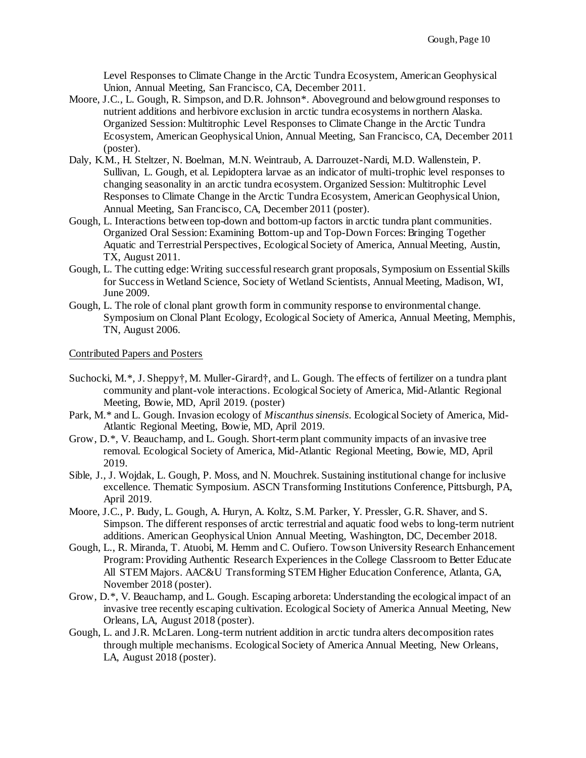Level Responses to Climate Change in the Arctic Tundra Ecosystem, American Geophysical Union, Annual Meeting, San Francisco, CA, December 2011.

Moore, J.C., L. Gough, R. Simpson, and D.R. Johnson*. Aboveground and belowground responses to nutrient additions and herbivore exclusion in arctic tundra ecosystems in northern Alaska. Organized Session: Multitrophic Level Responses to Climate Change in the Arctic Tundra Ecosystem, American Geophysical Union, Annual Meeting, San Francisco, CA, December 2011 (poster).

Daly, K.M., H. Steltzer, N. Boelman, M.N. Weintraub, A. Darrouzet-Nardi, M.D. Wallenstein, P. Sullivan, L. Gough, et al. Lepidoptera larvae as an indicator of multi-trophic level responses to changing seasonality in an arctic tundra ecosystem. Organized Session: Multitrophic Level Responses to Climate Change in the Arctic Tundra Ecosystem, American Geophysical Union, Annual Meeting, San Francisco, CA, December 2011 (poster).

Gough, L. Interactions between top-down and bottom-up factors in arctic tundra plant communities. Organized Oral Session: Examining Bottom-up and Top-Down Forces: Bringing Together Aquatic and Terrestrial Perspectives, Ecological Society of America, Annual Meeting, Austin, TX, August 2011.

Gough, L. The cutting edge: Writing successful research grant proposals, Symposium on Essential Skills for Success in Wetland Science, Society of Wetland Scientists, Annual Meeting, Madison, WI, June 2009.

Gough, L. The role of clonal plant growth form in community response to environmental change. Symposium on Clonal Plant Ecology, Ecological Society of America, Annual Meeting, Memphis, TN, August 2006.

Contributed Papers and Posters

Suchocki, M.*, J. Sheppy†, M. Muller-Girard†, and L. Gough. The effects of fertilizer on a tundra plant community and plant-vole interactions. Ecological Society of America, Mid-Atlantic Regional Meeting, Bowie, MD, April 2019. (poster)

Park, M.* and L. Gough. Invasion ecology of *Miscanthus sinensis*. Ecological Society of America, Mid-Atlantic Regional Meeting, Bowie, MD, April 2019.

Grow, D.*, V. Beauchamp, and L. Gough. Short-term plant community impacts of an invasive tree removal. Ecological Society of America, Mid-Atlantic Regional Meeting, Bowie, MD, April 2019.

Sible, J., J. Wojdak, L. Gough, P. Moss, and N. Mouchrek. Sustaining institutional change for inclusive excellence. Thematic Symposium. ASCN Transforming Institutions Conference, Pittsburgh, PA, April 2019.

Moore, J.C., P. Budy, L. Gough, A. Huryn, A. Koltz, S.M. Parker, Y. Pressler, G.R. Shaver, and S. Simpson. The different responses of arctic terrestrial and aquatic food webs to long-term nutrient additions. American Geophysical Union Annual Meeting, Washington, DC, December 2018.

Gough, L., R. Miranda, T. Atuobi, M. Hemm and C. Oufiero. Towson University Research Enhancement Program: Providing Authentic Research Experiences in the College Classroom to Better Educate All STEM Majors. AAC&U Transforming STEM Higher Education Conference, Atlanta, GA, November 2018 (poster).

Grow, D.*, V. Beauchamp, and L. Gough. Escaping arboreta: Understanding the ecological impact of an invasive tree recently escaping cultivation. Ecological Society of America Annual Meeting, New Orleans, LA, August 2018 (poster).

Gough, L. and J.R. McLaren. Long-term nutrient addition in arctic tundra alters decomposition rates through multiple mechanisms. Ecological Society of America Annual Meeting, New Orleans, LA, August 2018 (poster).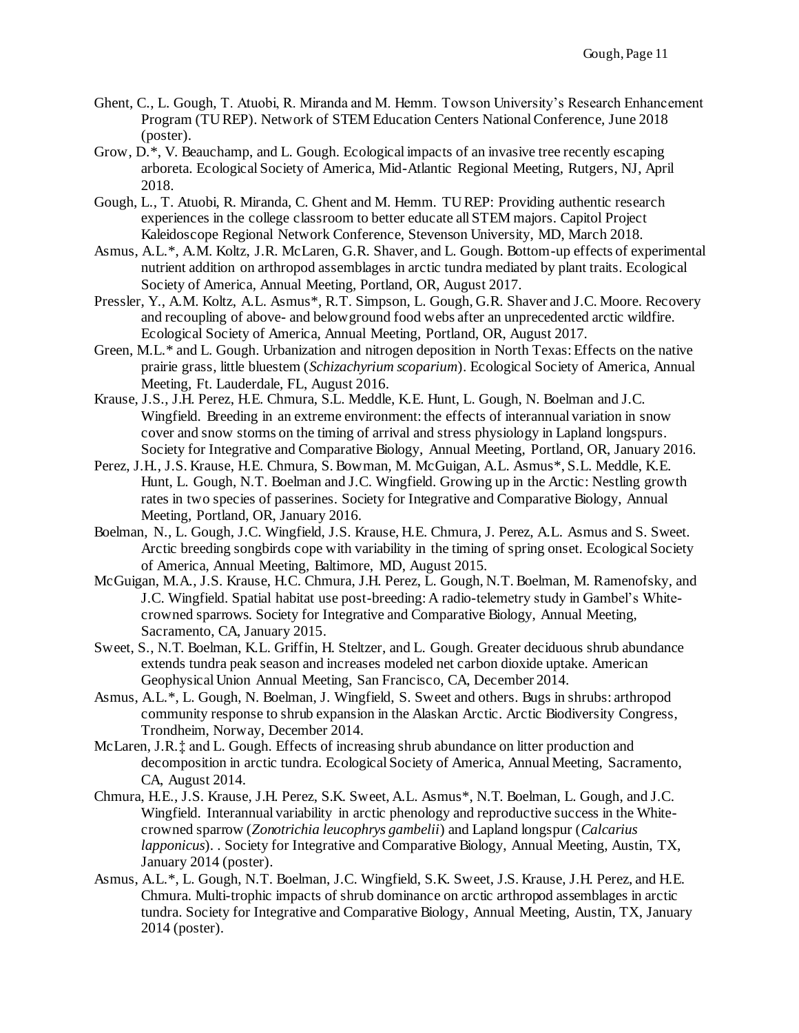Ghent, C., L. Gough, T. Atuobi, R. Miranda and M. Hemm. Towson University's Research Enhancement Program (TU REP). Network of STEM Education Centers National Conference, June 2018 (poster).

Grow, D.*, V. Beauchamp, and L. Gough. Ecological impacts of an invasive tree recently escaping arboreta. Ecological Society of America, Mid-Atlantic Regional Meeting, Rutgers, NJ, April 2018.

Gough, L., T. Atuobi, R. Miranda, C. Ghent and M. Hemm. TU REP: Providing authentic research experiences in the college classroom to better educate all STEM majors. Capitol Project Kaleidoscope Regional Network Conference, Stevenson University, MD, March 2018.

Asmus, A.L.*, A.M. Koltz, J.R. McLaren, G.R. Shaver, and L. Gough. Bottom-up effects of experimental nutrient addition on arthropod assemblages in arctic tundra mediated by plant traits. Ecological Society of America, Annual Meeting, Portland, OR, August 2017.

Pressler, Y., A.M. Koltz, A.L. Asmus*, R.T. Simpson, L. Gough, G.R. Shaver and J.C. Moore. Recovery and recoupling of above- and belowground food webs after an unprecedented arctic wildfire. Ecological Society of America, Annual Meeting, Portland, OR, August 2017.

Green, M.L.* and L. Gough. Urbanization and nitrogen deposition in North Texas: Effects on the native prairie grass, little bluestem (*Schizachyrium scoparium*). Ecological Society of America, Annual Meeting, Ft. Lauderdale, FL, August 2016.

Krause, J.S., J.H. Perez, H.E. Chmura, S.L. Meddle, K.E. Hunt, L. Gough, N. Boelman and J.C. Wingfield. Breeding in an extreme environment: the effects of interannual variation in snow cover and snow storms on the timing of arrival and stress physiology in Lapland longspurs. Society for Integrative and Comparative Biology, Annual Meeting, Portland, OR, January 2016.

Perez, J.H., J.S. Krause, H.E. Chmura, S. Bowman, M. McGuigan, A.L. Asmus*, S.L. Meddle, K.E. Hunt, L. Gough, N.T. Boelman and J.C. Wingfield. Growing up in the Arctic: Nestling growth rates in two species of passerines. Society for Integrative and Comparative Biology, Annual Meeting, Portland, OR, January 2016.

Boelman, N., L. Gough, J.C. Wingfield, J.S. Krause, H.E. Chmura, J. Perez, A.L. Asmus and S. Sweet. Arctic breeding songbirds cope with variability in the timing of spring onset. Ecological Society of America, Annual Meeting, Baltimore, MD, August 2015.

McGuigan, M.A., J.S. Krause, H.C. Chmura, J.H. Perez, L. Gough, N.T. Boelman, M. Ramenofsky, and J.C. Wingfield. Spatial habitat use post-breeding: A radio-telemetry study in Gambel's White-crowned sparrows. Society for Integrative and Comparative Biology, Annual Meeting, Sacramento, CA, January 2015.

Sweet, S., N.T. Boelman, K.L. Griffin, H. Steltzer, and L. Gough. Greater deciduous shrub abundance extends tundra peak season and increases modeled net carbon dioxide uptake. American Geophysical Union Annual Meeting, San Francisco, CA, December 2014.

Asmus, A.L.*, L. Gough, N. Boelman, J. Wingfield, S. Sweet and others. Bugs in shrubs: arthropod community response to shrub expansion in the Alaskan Arctic. Arctic Biodiversity Congress, Trondheim, Norway, December 2014.

McLaren, J.R.‡ and L. Gough. Effects of increasing shrub abundance on litter production and decomposition in arctic tundra. Ecological Society of America, Annual Meeting, Sacramento, CA, August 2014.

Chmura, H.E., J.S. Krause, J.H. Perez, S.K. Sweet, A.L. Asmus*, N.T. Boelman, L. Gough, and J.C. Wingfield. Interannual variability in arctic phenology and reproductive success in the White-crowned sparrow (*Zonotrichia leucophrys gambelii*) and Lapland longspur (*Calcarius lapponicus*). . Society for Integrative and Comparative Biology, Annual Meeting, Austin, TX, January 2014 (poster).

Asmus, A.L.*, L. Gough, N.T. Boelman, J.C. Wingfield, S.K. Sweet, J.S. Krause, J.H. Perez, and H.E. Chmura. Multi-trophic impacts of shrub dominance on arctic arthropod assemblages in arctic tundra. Society for Integrative and Comparative Biology, Annual Meeting, Austin, TX, January 2014 (poster).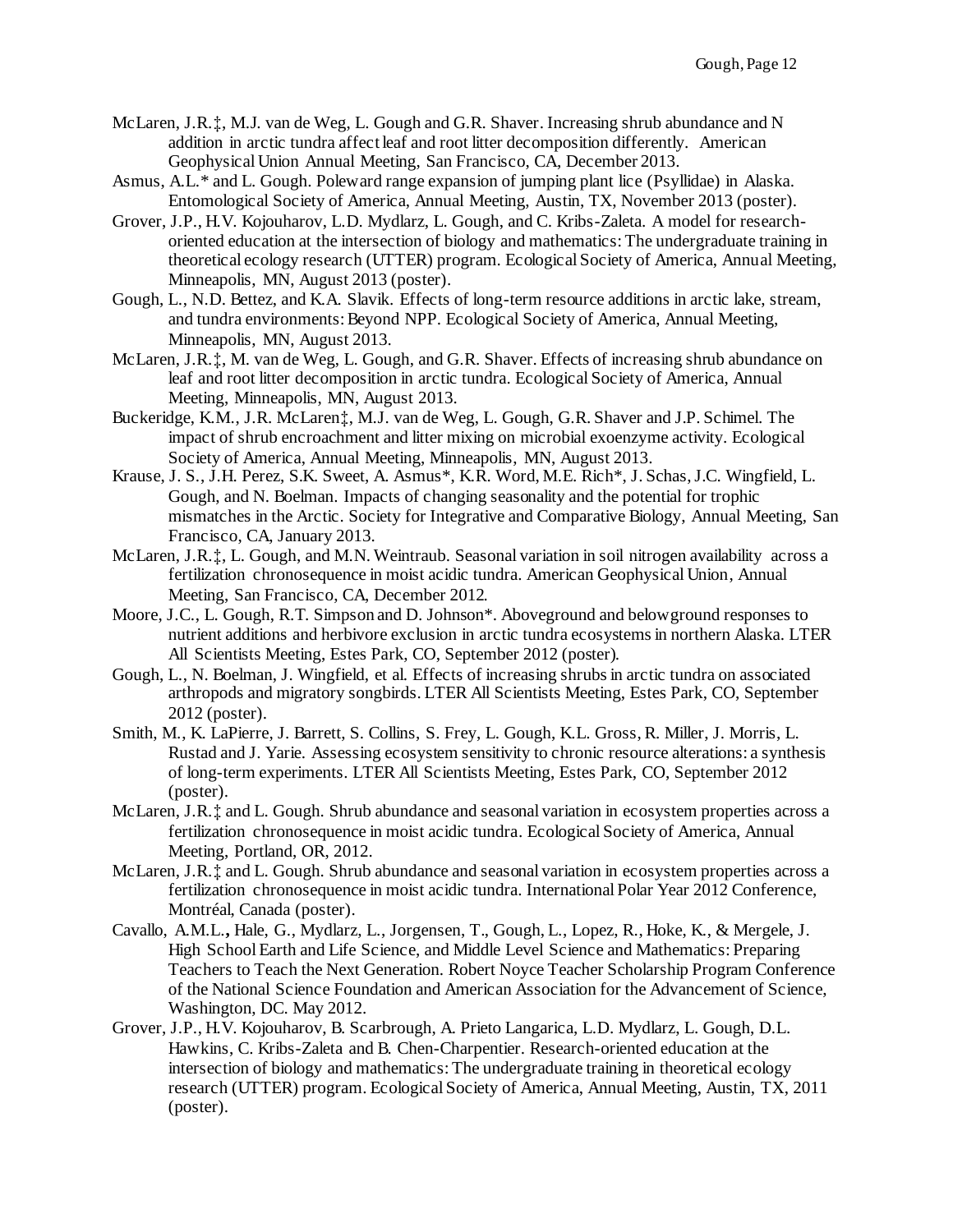McLaren, J.R.‡, M.J. van de Weg, L. Gough and G.R. Shaver. Increasing shrub abundance and N addition in arctic tundra affect leaf and root litter decomposition differently. American Geophysical Union Annual Meeting, San Francisco, CA, December 2013.

Asmus, A.L.* and L. Gough. Poleward range expansion of jumping plant lice (Psyllidae) in Alaska. Entomological Society of America, Annual Meeting, Austin, TX, November 2013 (poster).

Grover, J.P., H.V. Kojouharov, L.D. Mydlarz, L. Gough, and C. Kribs-Zaleta. A model for research-oriented education at the intersection of biology and mathematics: The undergraduate training in theoretical ecology research (UTTER) program. Ecological Society of America, Annual Meeting, Minneapolis, MN, August 2013 (poster).

Gough, L., N.D. Bettez, and K.A. Slavik. Effects of long-term resource additions in arctic lake, stream, and tundra environments: Beyond NPP. Ecological Society of America, Annual Meeting, Minneapolis, MN, August 2013.

McLaren, J.R.‡, M. van de Weg, L. Gough, and G.R. Shaver. Effects of increasing shrub abundance on leaf and root litter decomposition in arctic tundra. Ecological Society of America, Annual Meeting, Minneapolis, MN, August 2013.

Buckeridge, K.M., J.R. McLaren‡, M.J. van de Weg, L. Gough, G.R. Shaver and J.P. Schimel. The impact of shrub encroachment and litter mixing on microbial exoenzyme activity. Ecological Society of America, Annual Meeting, Minneapolis, MN, August 2013.

Krause, J. S., J.H. Perez, S.K. Sweet, A. Asmus*, K.R. Word, M.E. Rich*, J. Schas, J.C. Wingfield, L. Gough, and N. Boelman. Impacts of changing seasonality and the potential for trophic mismatches in the Arctic. Society for Integrative and Comparative Biology, Annual Meeting, San Francisco, CA, January 2013.

McLaren, J.R.‡, L. Gough, and M.N. Weintraub. Seasonal variation in soil nitrogen availability across a fertilization chronosequence in moist acidic tundra. American Geophysical Union, Annual Meeting, San Francisco, CA, December 2012.

Moore, J.C., L. Gough, R.T. Simpson and D. Johnson*. Aboveground and belowground responses to nutrient additions and herbivore exclusion in arctic tundra ecosystems in northern Alaska. LTER All Scientists Meeting, Estes Park, CO, September 2012 (poster).

Gough, L., N. Boelman, J. Wingfield, et al. Effects of increasing shrubs in arctic tundra on associated arthropods and migratory songbirds. LTER All Scientists Meeting, Estes Park, CO, September 2012 (poster).

Smith, M., K. LaPierre, J. Barrett, S. Collins, S. Frey, L. Gough, K.L. Gross, R. Miller, J. Morris, L. Rustad and J. Yarie. Assessing ecosystem sensitivity to chronic resource alterations: a synthesis of long-term experiments. LTER All Scientists Meeting, Estes Park, CO, September 2012 (poster).

McLaren, J.R.‡ and L. Gough. Shrub abundance and seasonal variation in ecosystem properties across a fertilization chronosequence in moist acidic tundra. Ecological Society of America, Annual Meeting, Portland, OR, 2012.

McLaren, J.R.‡ and L. Gough. Shrub abundance and seasonal variation in ecosystem properties across a fertilization chronosequence in moist acidic tundra. International Polar Year 2012 Conference, Montréal, Canada (poster).

Cavallo, A.M.L.**,** Hale, G., Mydlarz, L., Jorgensen, T., Gough, L., Lopez, R., Hoke, K., & Mergele, J. High School Earth and Life Science, and Middle Level Science and Mathematics: Preparing Teachers to Teach the Next Generation. Robert Noyce Teacher Scholarship Program Conference of the National Science Foundation and American Association for the Advancement of Science, Washington, DC. May 2012.

Grover, J.P., H.V. Kojouharov, B. Scarbrough, A. Prieto Langarica, L.D. Mydlarz, L. Gough, D.L. Hawkins, C. Kribs-Zaleta and B. Chen-Charpentier. Research-oriented education at the intersection of biology and mathematics: The undergraduate training in theoretical ecology research (UTTER) program. Ecological Society of America, Annual Meeting, Austin, TX, 2011 (poster).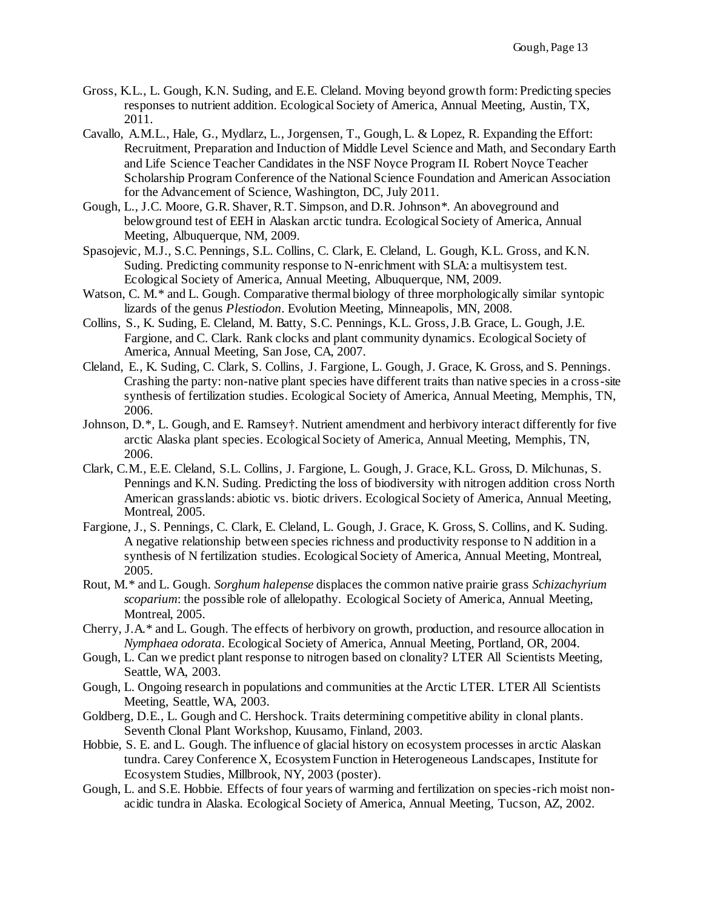Gross, K.L., L. Gough, K.N. Suding, and E.E. Cleland. Moving beyond growth form: Predicting species responses to nutrient addition. Ecological Society of America, Annual Meeting, Austin, TX, 2011.

Cavallo, A.M.L., Hale, G., Mydlarz, L., Jorgensen, T., Gough, L. & Lopez, R. Expanding the Effort: Recruitment, Preparation and Induction of Middle Level Science and Math, and Secondary Earth and Life Science Teacher Candidates in the NSF Noyce Program II. Robert Noyce Teacher Scholarship Program Conference of the National Science Foundation and American Association for the Advancement of Science, Washington, DC, July 2011.

Gough, L., J.C. Moore, G.R. Shaver, R.T. Simpson, and D.R. Johnson*. An aboveground and belowground test of EEH in Alaskan arctic tundra. Ecological Society of America, Annual Meeting, Albuquerque, NM, 2009.

Spasojevic, M.J., S.C. Pennings, S.L. Collins, C. Clark, E. Cleland, L. Gough, K.L. Gross, and K.N. Suding. Predicting community response to N-enrichment with SLA: a multisystem test. Ecological Society of America, Annual Meeting, Albuquerque, NM, 2009.

Watson, C. M.* and L. Gough. Comparative thermal biology of three morphologically similar syntopic lizards of the genus *Plestiodon*. Evolution Meeting, Minneapolis, MN, 2008.

Collins, S., K. Suding, E. Cleland, M. Batty, S.C. Pennings, K.L. Gross, J.B. Grace, L. Gough, J.E. Fargione, and C. Clark. Rank clocks and plant community dynamics. Ecological Society of America, Annual Meeting, San Jose, CA, 2007.

Cleland, E., K. Suding, C. Clark, S. Collins, J. Fargione, L. Gough, J. Grace, K. Gross, and S. Pennings. Crashing the party: non-native plant species have different traits than native species in a cross-site synthesis of fertilization studies. Ecological Society of America, Annual Meeting, Memphis, TN, 2006.

Johnson, D.*, L. Gough, and E. Ramsey†. Nutrient amendment and herbivory interact differently for five arctic Alaska plant species. Ecological Society of America, Annual Meeting, Memphis, TN, 2006.

Clark, C.M., E.E. Cleland, S.L. Collins, J. Fargione, L. Gough, J. Grace, K.L. Gross, D. Milchunas, S. Pennings and K.N. Suding. Predicting the loss of biodiversity with nitrogen addition cross North American grasslands: abiotic vs. biotic drivers. Ecological Society of America, Annual Meeting, Montreal, 2005.

Fargione, J., S. Pennings, C. Clark, E. Cleland, L. Gough, J. Grace, K. Gross, S. Collins, and K. Suding. A negative relationship between species richness and productivity response to N addition in a synthesis of N fertilization studies. Ecological Society of America, Annual Meeting, Montreal, 2005.

Rout, M.* and L. Gough. *Sorghum halepense* displaces the common native prairie grass *Schizachyrium scoparium*: the possible role of allelopathy. Ecological Society of America, Annual Meeting, Montreal, 2005.

Cherry, J.A.* and L. Gough. The effects of herbivory on growth, production, and resource allocation in *Nymphaea odorata*. Ecological Society of America, Annual Meeting, Portland, OR, 2004.

Gough, L. Can we predict plant response to nitrogen based on clonality? LTER All Scientists Meeting, Seattle, WA, 2003.

Gough, L. Ongoing research in populations and communities at the Arctic LTER. LTER All Scientists Meeting, Seattle, WA, 2003.

Goldberg, D.E., L. Gough and C. Hershock. Traits determining competitive ability in clonal plants. Seventh Clonal Plant Workshop, Kuusamo, Finland, 2003.

Hobbie, S. E. and L. Gough. The influence of glacial history on ecosystem processes in arctic Alaskan tundra. Carey Conference X, Ecosystem Function in Heterogeneous Landscapes, Institute for Ecosystem Studies, Millbrook, NY, 2003 (poster).

Gough, L. and S.E. Hobbie. Effects of four years of warming and fertilization on species-rich moist non-acidic tundra in Alaska. Ecological Society of America, Annual Meeting, Tucson, AZ, 2002.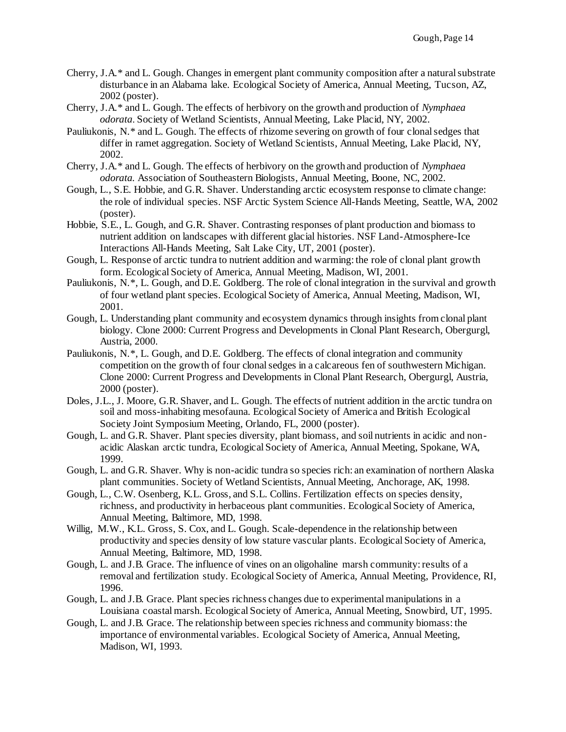Cherry, J.A.* and L. Gough. Changes in emergent plant community composition after a natural substrate disturbance in an Alabama lake. Ecological Society of America, Annual Meeting, Tucson, AZ, 2002 (poster).

Cherry, J.A.* and L. Gough. The effects of herbivory on the growth and production of *Nymphaea odorata*. Society of Wetland Scientists, Annual Meeting, Lake Placid, NY, 2002.

Pauliukonis, N.* and L. Gough. The effects of rhizome severing on growth of four clonal sedges that differ in ramet aggregation. Society of Wetland Scientists, Annual Meeting, Lake Placid, NY, 2002.

Cherry, J.A.* and L. Gough. The effects of herbivory on the growth and production of *Nymphaea odorata*. Association of Southeastern Biologists, Annual Meeting, Boone, NC, 2002.

Gough, L., S.E. Hobbie, and G.R. Shaver. Understanding arctic ecosystem response to climate change: the role of individual species. NSF Arctic System Science All-Hands Meeting, Seattle, WA, 2002 (poster).

Hobbie, S.E., L. Gough, and G.R. Shaver. Contrasting responses of plant production and biomass to nutrient addition on landscapes with different glacial histories. NSF Land-Atmosphere-Ice Interactions All-Hands Meeting, Salt Lake City, UT, 2001 (poster).

Gough, L. Response of arctic tundra to nutrient addition and warming: the role of clonal plant growth form. Ecological Society of America, Annual Meeting, Madison, WI, 2001.

Pauliukonis, N.*, L. Gough, and D.E. Goldberg. The role of clonal integration in the survival and growth of four wetland plant species. Ecological Society of America, Annual Meeting, Madison, WI, 2001.

Gough, L. Understanding plant community and ecosystem dynamics through insights from clonal plant biology. Clone 2000: Current Progress and Developments in Clonal Plant Research, Obergurgl, Austria, 2000.

Pauliukonis, N.*, L. Gough, and D.E. Goldberg. The effects of clonal integration and community competition on the growth of four clonal sedges in a calcareous fen of southwestern Michigan. Clone 2000: Current Progress and Developments in Clonal Plant Research, Obergurgl, Austria, 2000 (poster).

Doles, J.L., J. Moore, G.R. Shaver, and L. Gough. The effects of nutrient addition in the arctic tundra on soil and moss-inhabiting mesofauna. Ecological Society of America and British Ecological Society Joint Symposium Meeting, Orlando, FL, 2000 (poster).

Gough, L. and G.R. Shaver. Plant species diversity, plant biomass, and soil nutrients in acidic and non-acidic Alaskan arctic tundra, Ecological Society of America, Annual Meeting, Spokane, WA, 1999.

Gough, L. and G.R. Shaver. Why is non-acidic tundra so species rich: an examination of northern Alaska plant communities. Society of Wetland Scientists, Annual Meeting, Anchorage, AK, 1998.

Gough, L., C.W. Osenberg, K.L. Gross, and S.L. Collins. Fertilization effects on species density, richness, and productivity in herbaceous plant communities. Ecological Society of America, Annual Meeting, Baltimore, MD, 1998.

Willig, M.W., K.L. Gross, S. Cox, and L. Gough. Scale-dependence in the relationship between productivity and species density of low stature vascular plants. Ecological Society of America, Annual Meeting, Baltimore, MD, 1998.

Gough, L. and J.B. Grace. The influence of vines on an oligohaline marsh community: results of a removal and fertilization study. Ecological Society of America, Annual Meeting, Providence, RI, 1996.

Gough, L. and J.B. Grace. Plant species richness changes due to experimental manipulations in a Louisiana coastal marsh. Ecological Society of America, Annual Meeting, Snowbird, UT, 1995.

Gough, L. and J.B. Grace. The relationship between species richness and community biomass: the importance of environmental variables. Ecological Society of America, Annual Meeting, Madison, WI, 1993.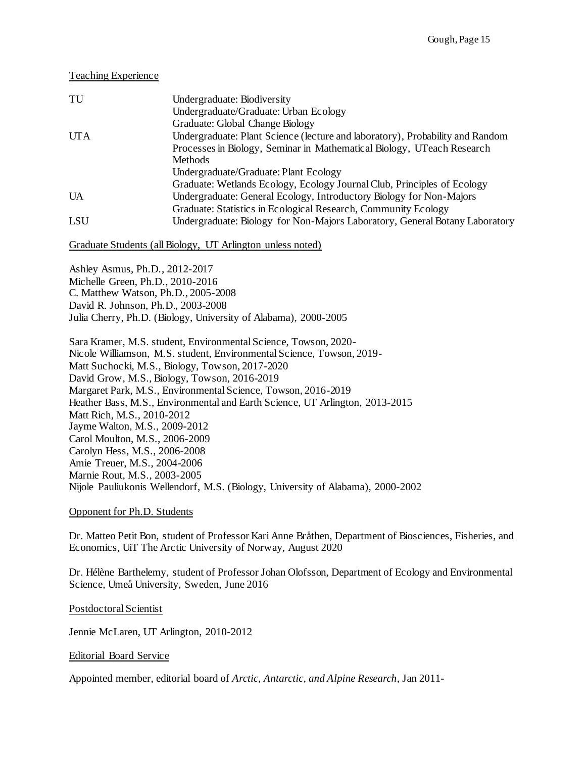Teaching Experience

| | |
|---|---|
| TU | Undergraduate: Biodiversity<br>Undergraduate/Graduate: Urban Ecology<br>Graduate: Global Change Biology |
| UTA | Undergraduate: Plant Science (lecture and laboratory), Probability and Random Processes in Biology, Seminar in Mathematical Biology, UTeach Research Methods<br>Undergraduate/Graduate: Plant Ecology<br>Graduate: Wetlands Ecology, Ecology Journal Club, Principles of Ecology |
| UA | Undergraduate: General Ecology, Introductory Biology for Non-Majors<br>Graduate: Statistics in Ecological Research, Community Ecology |
| LSU | Undergraduate: Biology for Non-Majors Laboratory, General Botany Laboratory |

Graduate Students (all Biology, UT Arlington unless noted)

Ashley Asmus, Ph.D., 2012-2017
Michelle Green, Ph.D., 2010-2016
C. Matthew Watson, Ph.D., 2005-2008
David R. Johnson, Ph.D., 2003-2008
Julia Cherry, Ph.D. (Biology, University of Alabama), 2000-2005

Sara Kramer, M.S. student, Environmental Science, Towson, 2020-
Nicole Williamson, M.S. student, Environmental Science, Towson, 2019-
Matt Suchocki, M.S., Biology, Towson, 2017-2020
David Grow, M.S., Biology, Towson, 2016-2019
Margaret Park, M.S., Environmental Science, Towson, 2016-2019
Heather Bass, M.S., Environmental and Earth Science, UT Arlington, 2013-2015
Matt Rich, M.S., 2010-2012
Jayme Walton, M.S., 2009-2012
Carol Moulton, M.S., 2006-2009
Carolyn Hess, M.S., 2006-2008
Amie Treuer, M.S., 2004-2006
Marnie Rout, M.S., 2003-2005
Nijole Pauliukonis Wellendorf, M.S. (Biology, University of Alabama), 2000-2002

Opponent for Ph.D. Students

Dr. Matteo Petit Bon, student of Professor Kari Anne Bråthen, Department of Biosciences, Fisheries, and Economics, UiT The Arctic University of Norway, August 2020

Dr. Hélène Barthelemy, student of Professor Johan Olofsson, Department of Ecology and Environmental Science, Umeå University, Sweden, June 2016

Postdoctoral Scientist

Jennie McLaren, UT Arlington, 2010-2012

Editorial Board Service

Appointed member, editorial board of *Arctic, Antarctic, and Alpine Research*, Jan 2011-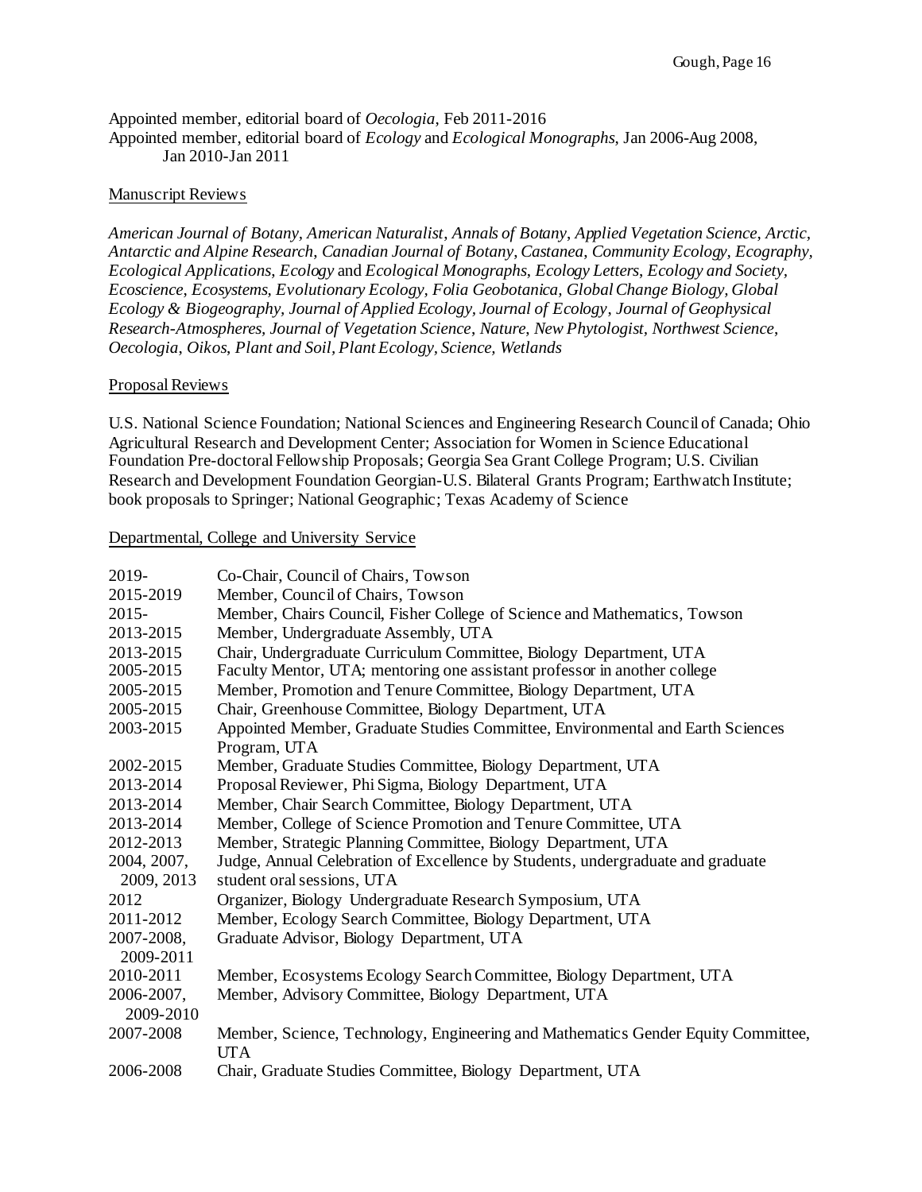Appointed member, editorial board of *Oecologia*, Feb 2011-2016
Appointed member, editorial board of *Ecology* and *Ecological Monographs*, Jan 2006-Aug 2008, Jan 2010-Jan 2011

## Manuscript Reviews

*American Journal of Botany, American Naturalist, Annals of Botany, Applied Vegetation Science, Arctic, Antarctic and Alpine Research, Canadian Journal of Botany, Castanea, Community Ecology, Ecography, Ecological Applications, Ecology* and *Ecological Monographs, Ecology Letters, Ecology and Society, Ecoscience, Ecosystems, Evolutionary Ecology, Folia Geobotanica, Global Change Biology, Global Ecology & Biogeography, Journal of Applied Ecology, Journal of Ecology, Journal of Geophysical Research-Atmospheres, Journal of Vegetation Science, Nature, New Phytologist, Northwest Science, Oecologia, Oikos, Plant and Soil, Plant Ecology, Science, Wetlands*

## Proposal Reviews

U.S. National Science Foundation; National Sciences and Engineering Research Council of Canada; Ohio Agricultural Research and Development Center; Association for Women in Science Educational Foundation Pre-doctoral Fellowship Proposals; Georgia Sea Grant College Program; U.S. Civilian Research and Development Foundation Georgian-U.S. Bilateral Grants Program; Earthwatch Institute; book proposals to Springer; National Geographic; Texas Academy of Science

## Departmental, College and University Service

| | |
|---|---|
| 2019- | Co-Chair, Council of Chairs, Towson |
| 2015-2019 | Member, Council of Chairs, Towson |
| 2015- | Member, Chairs Council, Fisher College of Science and Mathematics, Towson |
| 2013-2015 | Member, Undergraduate Assembly, UTA |
| 2013-2015 | Chair, Undergraduate Curriculum Committee, Biology Department, UTA |
| 2005-2015 | Faculty Mentor, UTA; mentoring one assistant professor in another college |
| 2005-2015 | Member, Promotion and Tenure Committee, Biology Department, UTA |
| 2005-2015 | Chair, Greenhouse Committee, Biology Department, UTA |
| 2003-2015 | Appointed Member, Graduate Studies Committee, Environmental and Earth Sciences Program, UTA |
| 2002-2015 | Member, Graduate Studies Committee, Biology Department, UTA |
| 2013-2014 | Proposal Reviewer, Phi Sigma, Biology Department, UTA |
| 2013-2014 | Member, Chair Search Committee, Biology Department, UTA |
| 2013-2014 | Member, College of Science Promotion and Tenure Committee, UTA |
| 2012-2013 | Member, Strategic Planning Committee, Biology Department, UTA |
| 2004, 2007, 2009, 2013 | Judge, Annual Celebration of Excellence by Students, undergraduate and graduate student oral sessions, UTA |
| 2012 | Organizer, Biology Undergraduate Research Symposium, UTA |
| 2011-2012 | Member, Ecology Search Committee, Biology Department, UTA |
| 2007-2008, 2009-2011 | Graduate Advisor, Biology Department, UTA |
| 2010-2011 | Member, Ecosystems Ecology Search Committee, Biology Department, UTA |
| 2006-2007, 2009-2010 | Member, Advisory Committee, Biology Department, UTA |
| 2007-2008 | Member, Science, Technology, Engineering and Mathematics Gender Equity Committee, UTA |
| 2006-2008 | Chair, Graduate Studies Committee, Biology Department, UTA |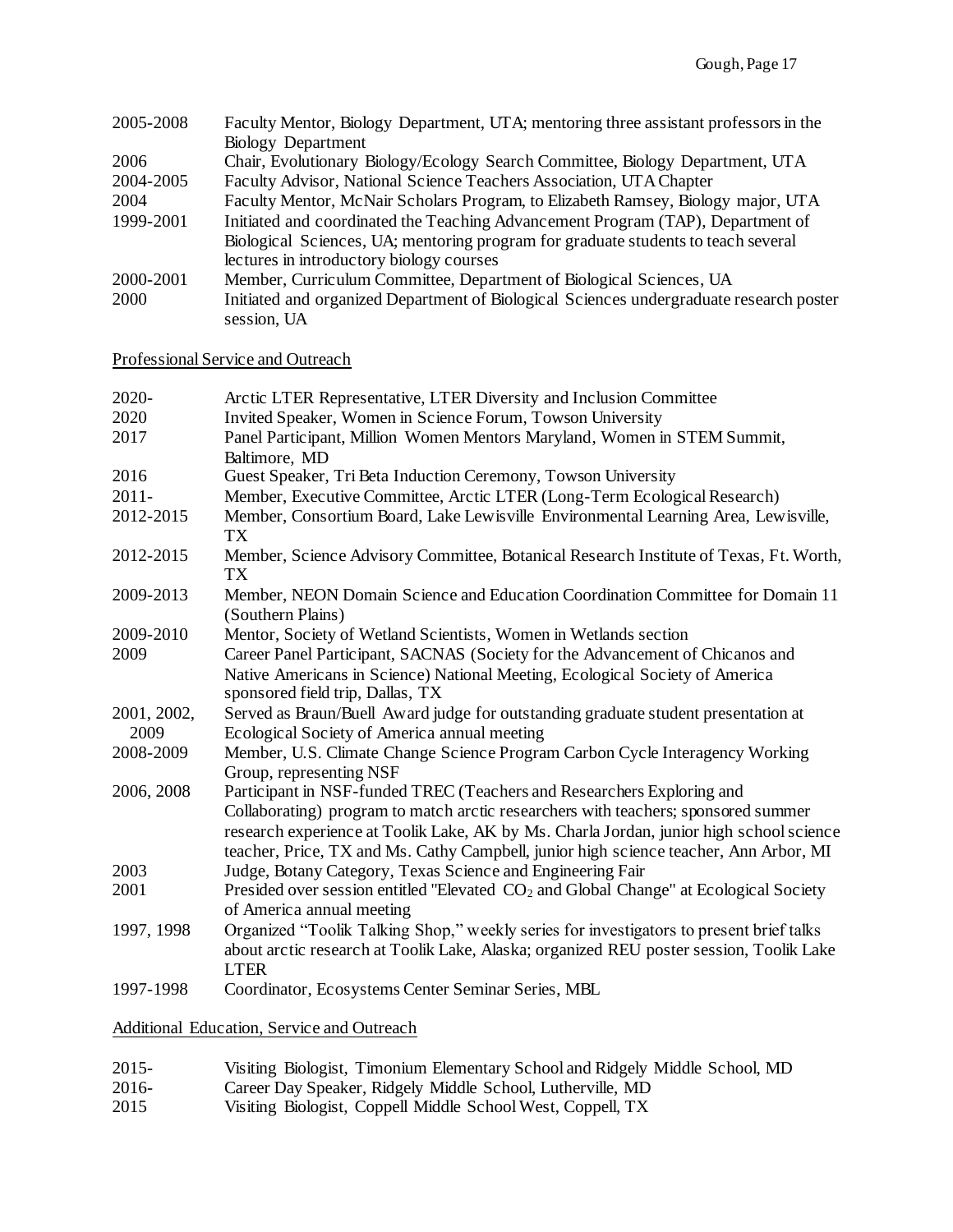2005-2008 Faculty Mentor, Biology Department, UTA; mentoring three assistant professors in the Biology Department

2006 Chair, Evolutionary Biology/Ecology Search Committee, Biology Department, UTA

2004-2005 Faculty Advisor, National Science Teachers Association, UTA Chapter

2004 Faculty Mentor, McNair Scholars Program, to Elizabeth Ramsey, Biology major, UTA

1999-2001 Initiated and coordinated the Teaching Advancement Program (TAP), Department of Biological Sciences, UA; mentoring program for graduate students to teach several lectures in introductory biology courses

2000-2001 Member, Curriculum Committee, Department of Biological Sciences, UA

2000 Initiated and organized Department of Biological Sciences undergraduate research poster session, UA

## Professional Service and Outreach

2020- Arctic LTER Representative, LTER Diversity and Inclusion Committee

2020 Invited Speaker, Women in Science Forum, Towson University

2017 Panel Participant, Million Women Mentors Maryland, Women in STEM Summit, Baltimore, MD

2016 Guest Speaker, Tri Beta Induction Ceremony, Towson University

2011- Member, Executive Committee, Arctic LTER (Long-Term Ecological Research)

2012-2015 Member, Consortium Board, Lake Lewisville Environmental Learning Area, Lewisville, TX

2012-2015 Member, Science Advisory Committee, Botanical Research Institute of Texas, Ft. Worth, TX

2009-2013 Member, NEON Domain Science and Education Coordination Committee for Domain 11 (Southern Plains)

2009-2010 Mentor, Society of Wetland Scientists, Women in Wetlands section

2009 Career Panel Participant, SACNAS (Society for the Advancement of Chicanos and Native Americans in Science) National Meeting, Ecological Society of America sponsored field trip, Dallas, TX

2001, 2002, 2009 Served as Braun/Buell Award judge for outstanding graduate student presentation at Ecological Society of America annual meeting

2008-2009 Member, U.S. Climate Change Science Program Carbon Cycle Interagency Working Group, representing NSF

2006, 2008 Participant in NSF-funded TREC (Teachers and Researchers Exploring and Collaborating) program to match arctic researchers with teachers; sponsored summer research experience at Toolik Lake, AK by Ms. Charla Jordan, junior high school science teacher, Price, TX and Ms. Cathy Campbell, junior high science teacher, Ann Arbor, MI

2003 Judge, Botany Category, Texas Science and Engineering Fair

2001 Presided over session entitled "Elevated $CO_2$ and Global Change" at Ecological Society of America annual meeting

1997, 1998 Organized "Toolik Talking Shop," weekly series for investigators to present brief talks about arctic research at Toolik Lake, Alaska; organized REU poster session, Toolik Lake LTER

1997-1998 Coordinator, Ecosystems Center Seminar Series, MBL

## Additional Education, Service and Outreach

2015- Visiting Biologist, Timonium Elementary School and Ridgely Middle School, MD

2016- Career Day Speaker, Ridgely Middle School, Lutherville, MD

2015 Visiting Biologist, Coppell Middle School West, Coppell, TX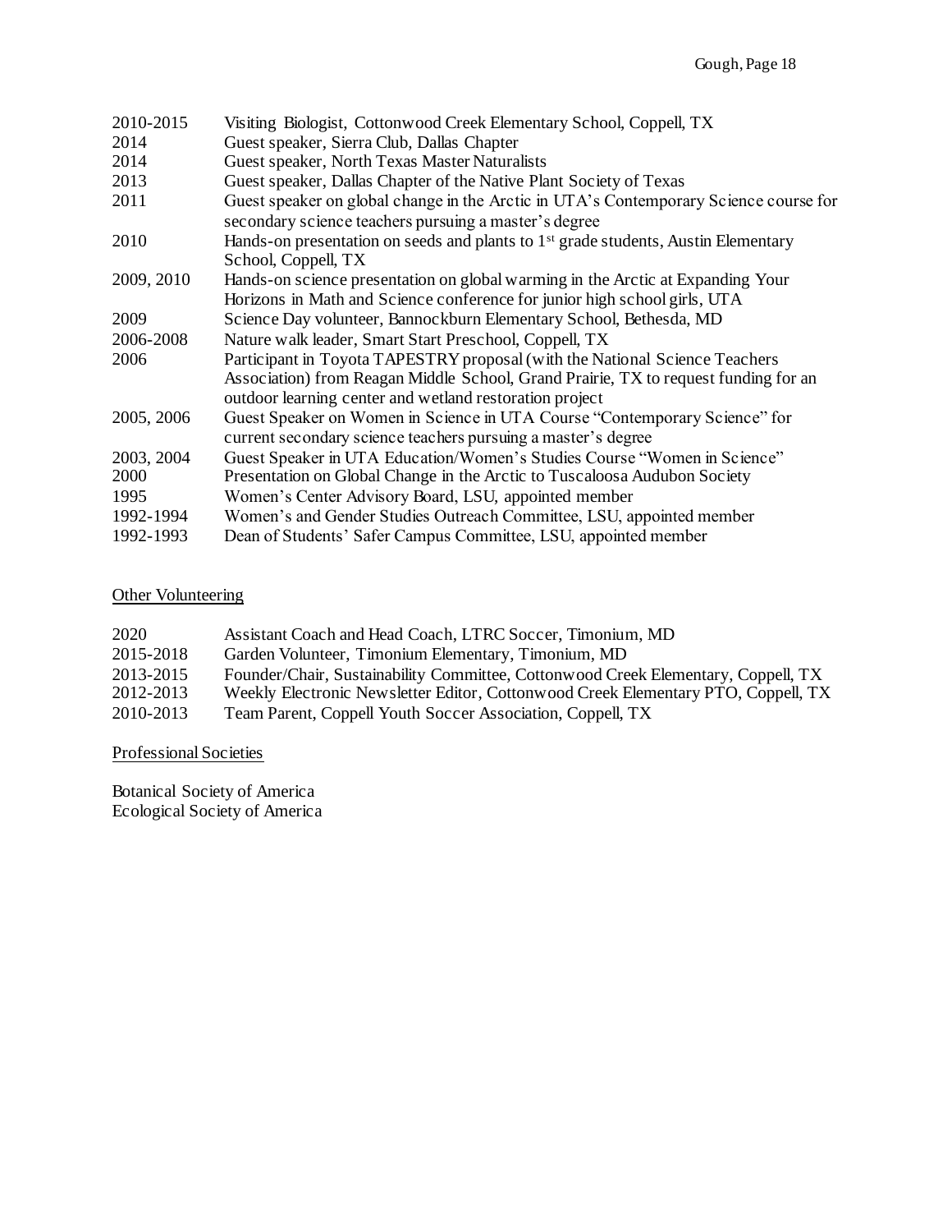| | |
|---|---|
| 2010-2015 | Visiting Biologist, Cottonwood Creek Elementary School, Coppell, TX |
| 2014 | Guest speaker, Sierra Club, Dallas Chapter |
| 2014 | Guest speaker, North Texas Master Naturalists |
| 2013 | Guest speaker, Dallas Chapter of the Native Plant Society of Texas |
| 2011 | Guest speaker on global change in the Arctic in UTA's Contemporary Science course for secondary science teachers pursuing a master's degree |
| 2010 | Hands-on presentation on seeds and plants to 1st grade students, Austin Elementary School, Coppell, TX |
| 2009, 2010 | Hands-on science presentation on global warming in the Arctic at Expanding Your Horizons in Math and Science conference for junior high school girls, UTA |
| 2009 | Science Day volunteer, Bannockburn Elementary School, Bethesda, MD |
| 2006-2008 | Nature walk leader, Smart Start Preschool, Coppell, TX |
| 2006 | Participant in Toyota TAPESTRY proposal (with the National Science Teachers Association) from Reagan Middle School, Grand Prairie, TX to request funding for an outdoor learning center and wetland restoration project |
| 2005, 2006 | Guest Speaker on Women in Science in UTA Course "Contemporary Science" for current secondary science teachers pursuing a master's degree |
| 2003, 2004 | Guest Speaker in UTA Education/Women's Studies Course "Women in Science" |
| 2000 | Presentation on Global Change in the Arctic to Tuscaloosa Audubon Society |
| 1995 | Women's Center Advisory Board, LSU, appointed member |
| 1992-1994 | Women's and Gender Studies Outreach Committee, LSU, appointed member |
| 1992-1993 | Dean of Students' Safer Campus Committee, LSU, appointed member |

## Other Volunteering

| | |
|---|---|
| 2020 | Assistant Coach and Head Coach, LTRC Soccer, Timonium, MD |
| 2015-2018 | Garden Volunteer, Timonium Elementary, Timonium, MD |
| 2013-2015 | Founder/Chair, Sustainability Committee, Cottonwood Creek Elementary, Coppell, TX |
| 2012-2013 | Weekly Electronic Newsletter Editor, Cottonwood Creek Elementary PTO, Coppell, TX |
| 2010-2013 | Team Parent, Coppell Youth Soccer Association, Coppell, TX |

## Professional Societies

Botanical Society of America
Ecological Society of America